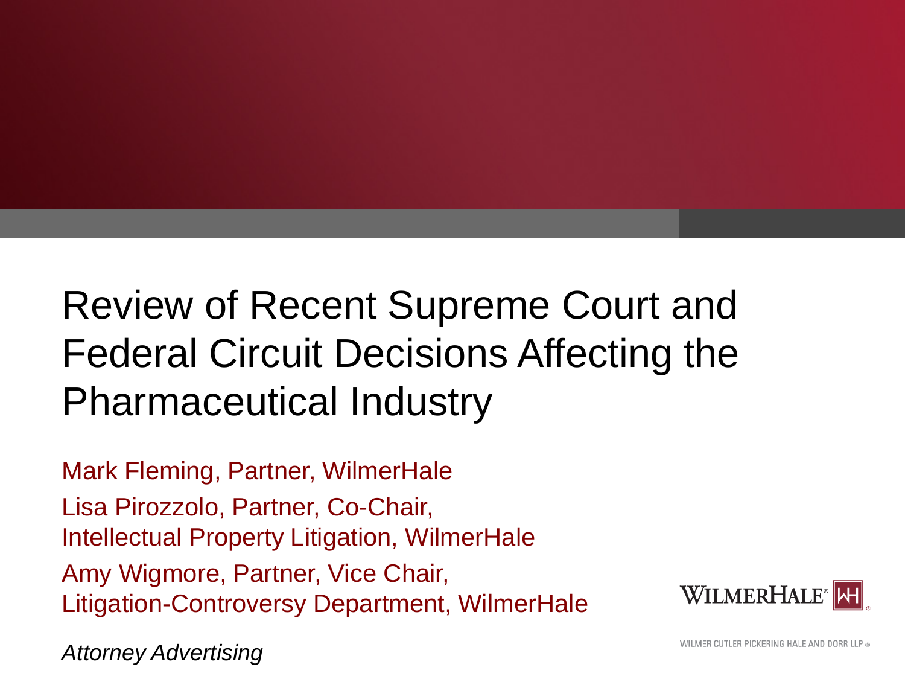# Review of Recent Supreme Court and Federal Circuit Decisions Affecting the Pharmaceutical Industry

Mark Fleming, Partner, WilmerHale

Lisa Pirozzolo, Partner, Co-Chair, Intellectual Property Litigation, WilmerHale

Amy Wigmore, Partner, Vice Chair, Litigation-Controversy Department, WilmerHale

*Attorney Advertising*

WILMERHALE®

WILMER CUTLER PICKERING HALE AND DORR LLP ®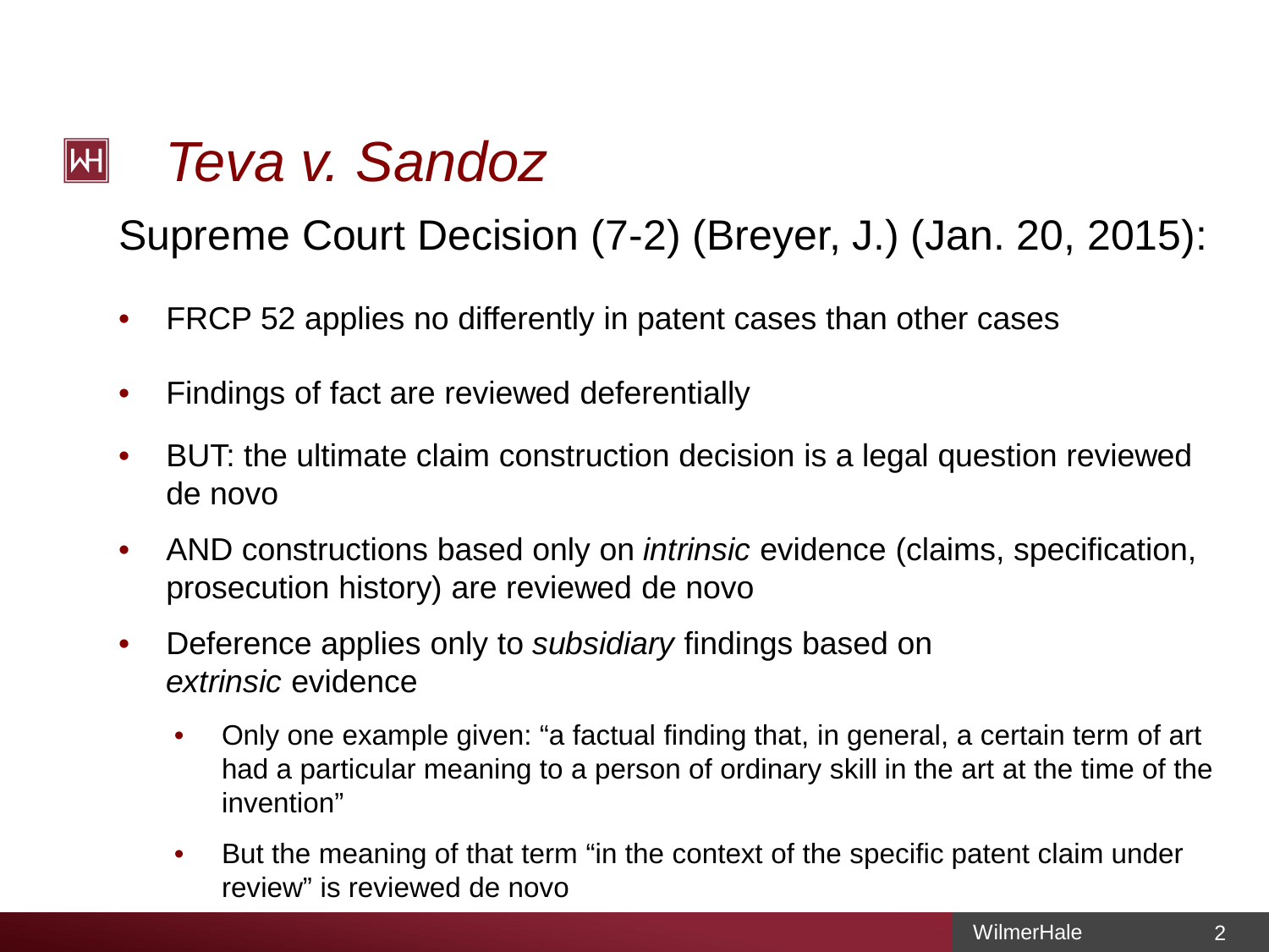# *Teva v. Sandoz*

## Supreme Court Decision (7-2) (Breyer, J.) (Jan. 20, 2015):

- FRCP 52 applies no differently in patent cases than other cases
- Findings of fact are reviewed deferentially
- BUT: the ultimate claim construction decision is a legal question reviewed de novo
- AND constructions based only on *intrinsic* evidence (claims, specification, prosecution history) are reviewed de novo
- Deference applies only to *subsidiary* findings based on *extrinsic* evidence
  - Only one example given: "a factual finding that, in general, a certain term of art had a particular meaning to a person of ordinary skill in the art at the time of the invention"
  - But the meaning of that term "in the context of the specific patent claim under review" is reviewed de novo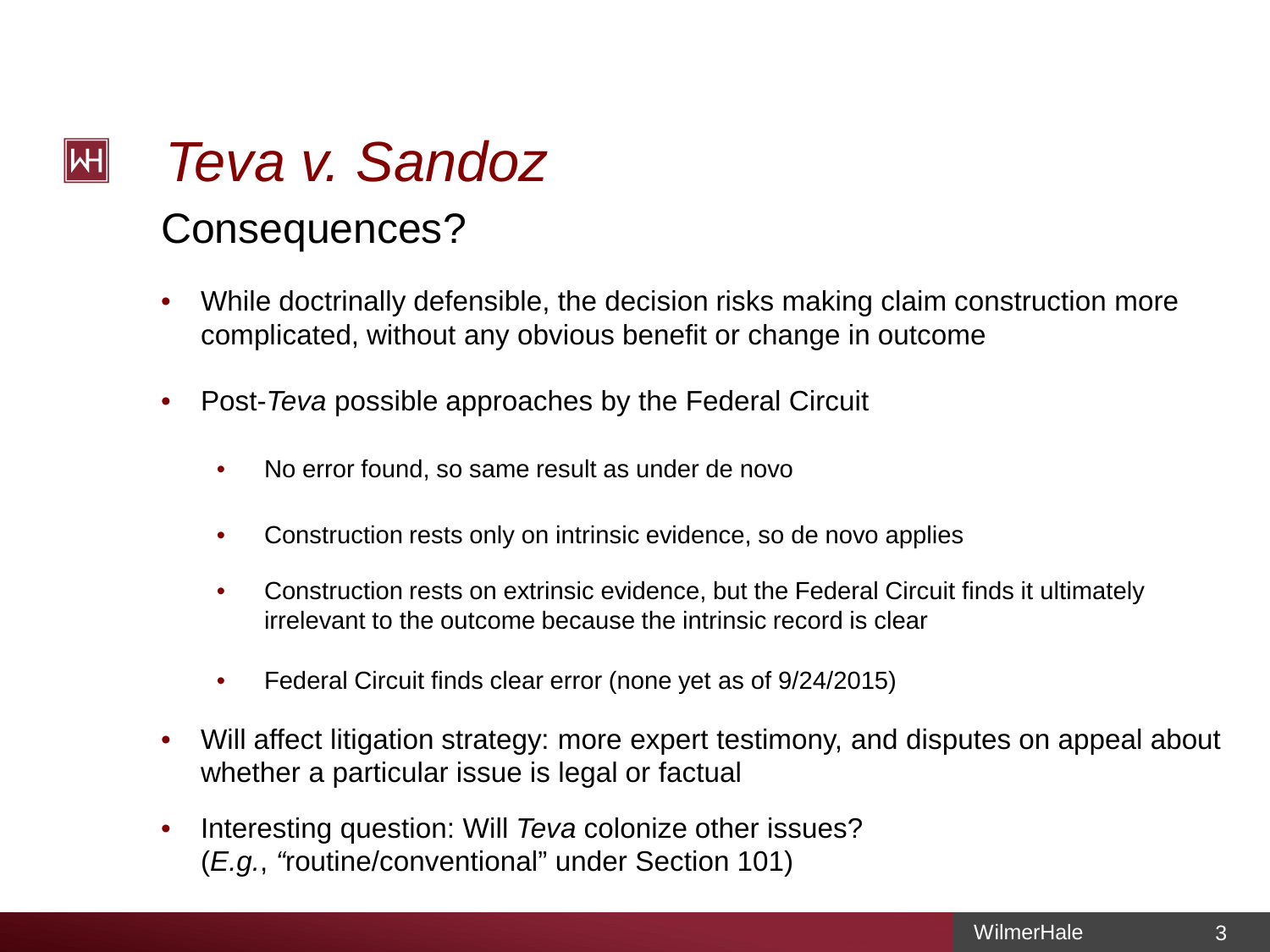# *Teva v. Sandoz*

## Consequences?

- While doctrinally defensible, the decision risks making claim construction more complicated, without any obvious benefit or change in outcome
- Post-*Teva* possible approaches by the Federal Circuit
  - No error found, so same result as under de novo
  - Construction rests only on intrinsic evidence, so de novo applies
  - Construction rests on extrinsic evidence, but the Federal Circuit finds it ultimately irrelevant to the outcome because the intrinsic record is clear
  - Federal Circuit finds clear error (none yet as of 9/24/2015)
- Will affect litigation strategy: more expert testimony, and disputes on appeal about whether a particular issue is legal or factual
- Interesting question: Will *Teva* colonize other issues? (*E.g.*, "routine/conventional" under Section 101)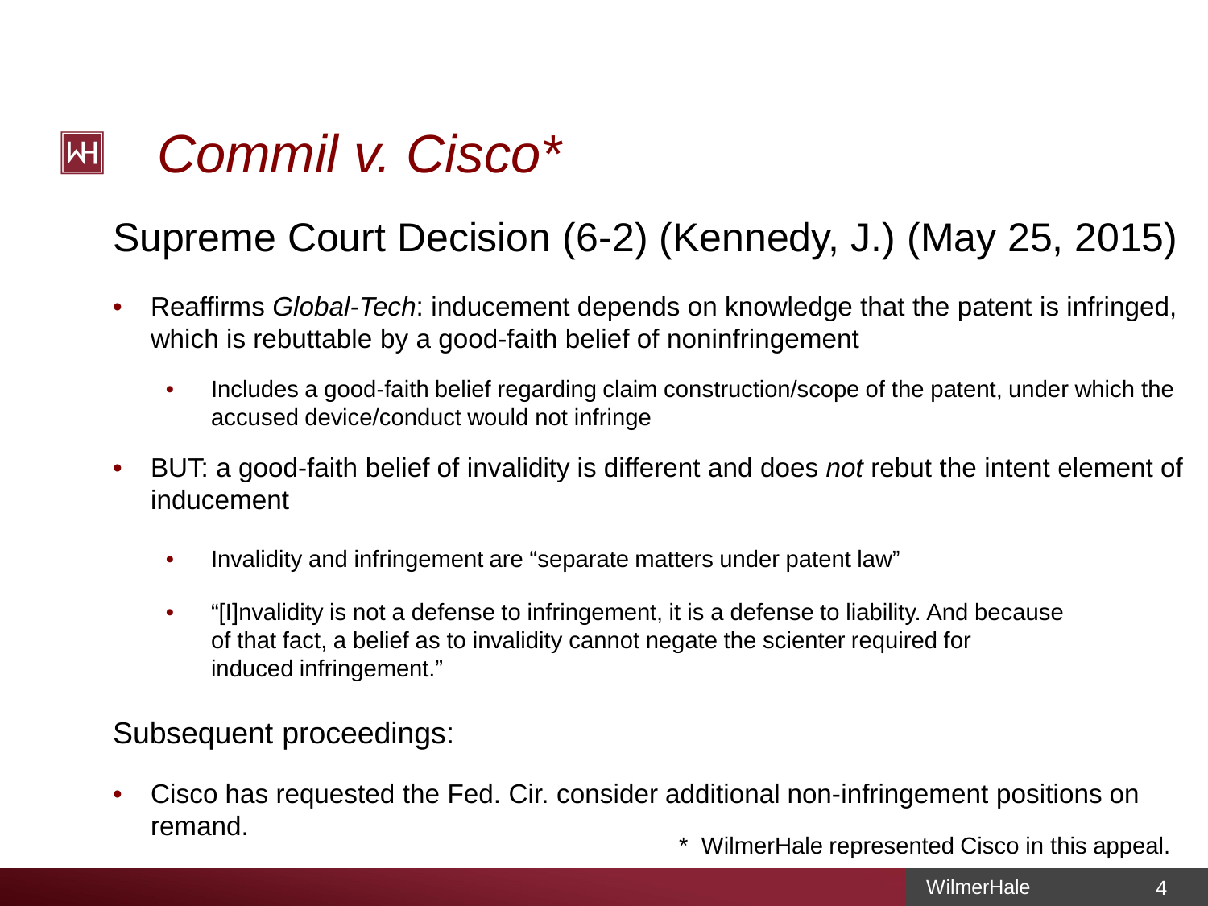# *Commil v. Cisco**

## Supreme Court Decision (6-2) (Kennedy, J.) (May 25, 2015)

- Reaffirms *Global-Tech*: inducement depends on knowledge that the patent is infringed, which is rebuttable by a good-faith belief of noninfringement
  - Includes a good-faith belief regarding claim construction/scope of the patent, under which the accused device/conduct would not infringe
- BUT: a good-faith belief of invalidity is different and does *not* rebut the intent element of inducement
  - Invalidity and infringement are "separate matters under patent law"
  - "[I]nvalidity is not a defense to infringement, it is a defense to liability. And because of that fact, a belief as to invalidity cannot negate the scienter required for induced infringement."

Subsequent proceedings:

- Cisco has requested the Fed. Cir. consider additional non-infringement positions on remand.

\* WilmerHale represented Cisco in this appeal.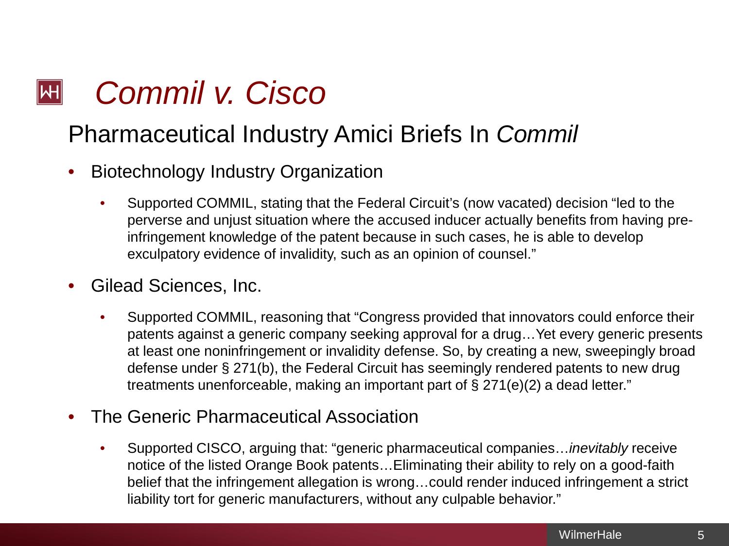# *Commil v. Cisco*

## Pharmaceutical Industry Amici Briefs In *Commil*

- Biotechnology Industry Organization
  - Supported COMMIL, stating that the Federal Circuit's (now vacated) decision "led to the perverse and unjust situation where the accused inducer actually benefits from having pre-infringement knowledge of the patent because in such cases, he is able to develop exculpatory evidence of invalidity, such as an opinion of counsel."
- Gilead Sciences, Inc.
  - Supported COMMIL, reasoning that "Congress provided that innovators could enforce their patents against a generic company seeking approval for a drug…Yet every generic presents at least one noninfringement or invalidity defense. So, by creating a new, sweepingly broad defense under § 271(b), the Federal Circuit has seemingly rendered patents to new drug treatments unenforceable, making an important part of § 271(e)(2) a dead letter."
- The Generic Pharmaceutical Association
  - Supported CISCO, arguing that: "generic pharmaceutical companies…*inevitably* receive notice of the listed Orange Book patents…Eliminating their ability to rely on a good-faith belief that the infringement allegation is wrong…could render induced infringement a strict liability tort for generic manufacturers, without any culpable behavior."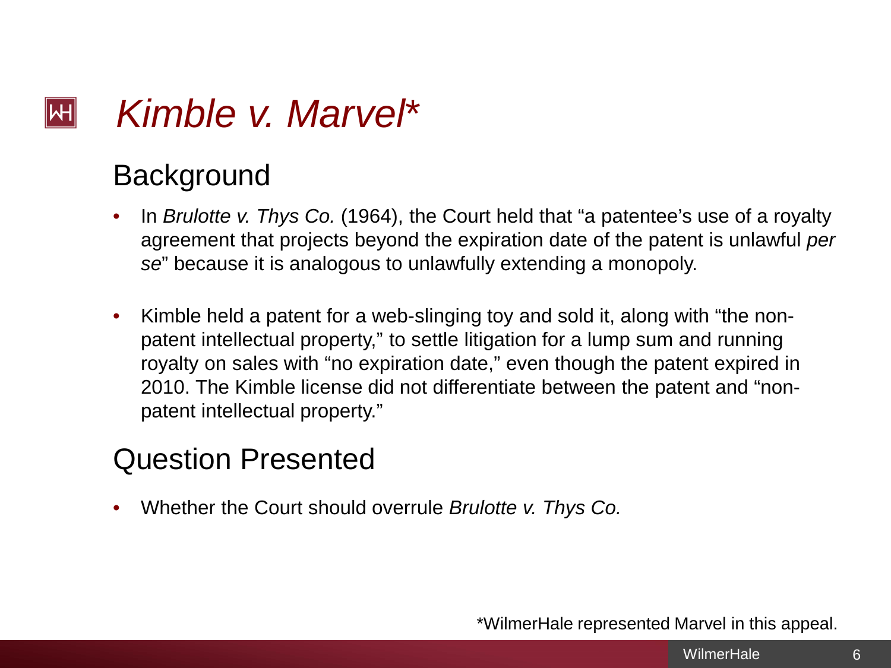# *Kimble v. Marvel**

## Background

- In *Brulotte v. Thys Co.* (1964), the Court held that "a patentee's use of a royalty agreement that projects beyond the expiration date of the patent is unlawful *per se*" because it is analogous to unlawfully extending a monopoly.
- Kimble held a patent for a web-slinging toy and sold it, along with "the non-patent intellectual property," to settle litigation for a lump sum and running royalty on sales with "no expiration date," even though the patent expired in 2010. The Kimble license did not differentiate between the patent and "non-patent intellectual property."

## Question Presented

- Whether the Court should overrule *Brulotte v. Thys Co.*

*WilmerHale represented Marvel in this appeal.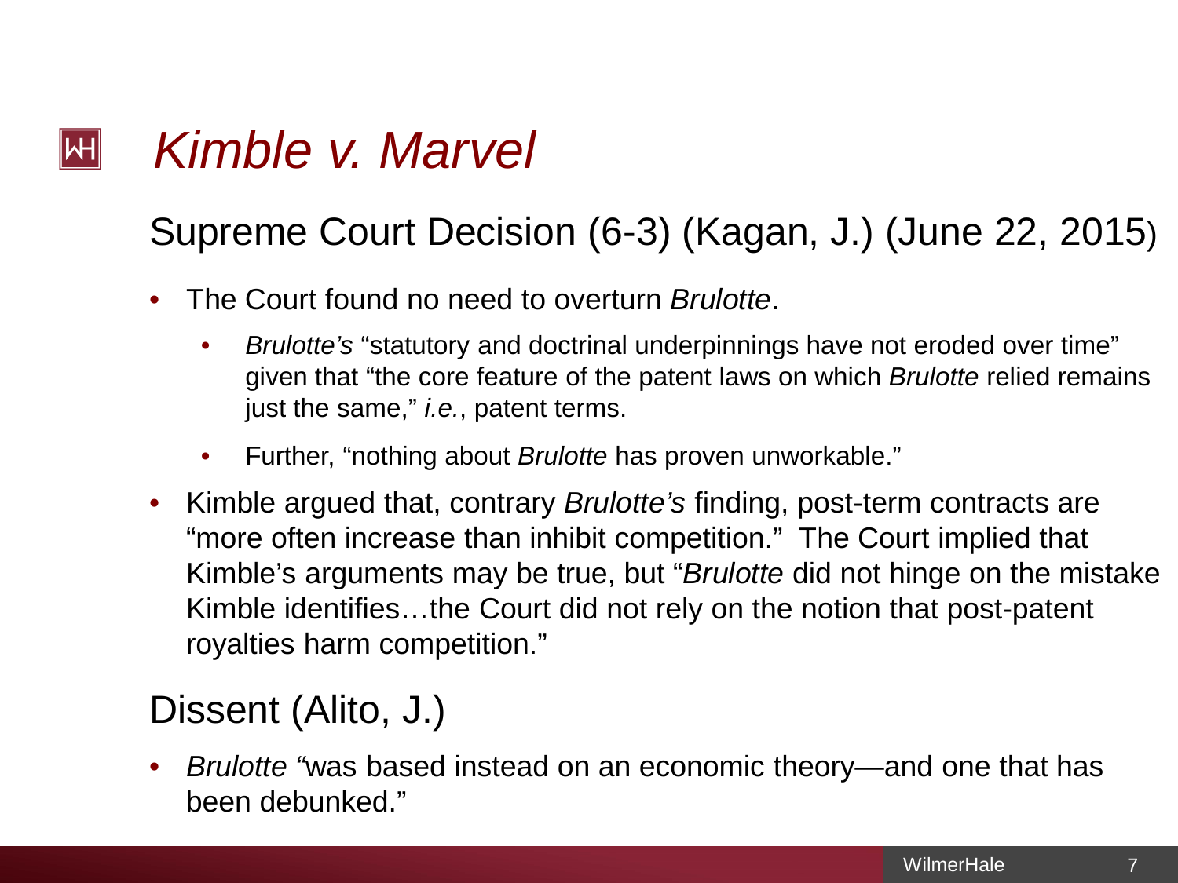# *Kimble v. Marvel*

## Supreme Court Decision (6-3) (Kagan, J.) (June 22, 2015)

- The Court found no need to overturn *Brulotte*.
  - *Brulotte's* "statutory and doctrinal underpinnings have not eroded over time" given that "the core feature of the patent laws on which *Brulotte* relied remains just the same," *i.e.*, patent terms.
  - Further, "nothing about *Brulotte* has proven unworkable."
- Kimble argued that, contrary *Brulotte's* finding, post-term contracts are "more often increase than inhibit competition." The Court implied that Kimble's arguments may be true, but "*Brulotte* did not hinge on the mistake Kimble identifies…the Court did not rely on the notion that post-patent royalties harm competition."

## Dissent (Alito, J.)

- *Brulotte* "was based instead on an economic theory—and one that has been debunked."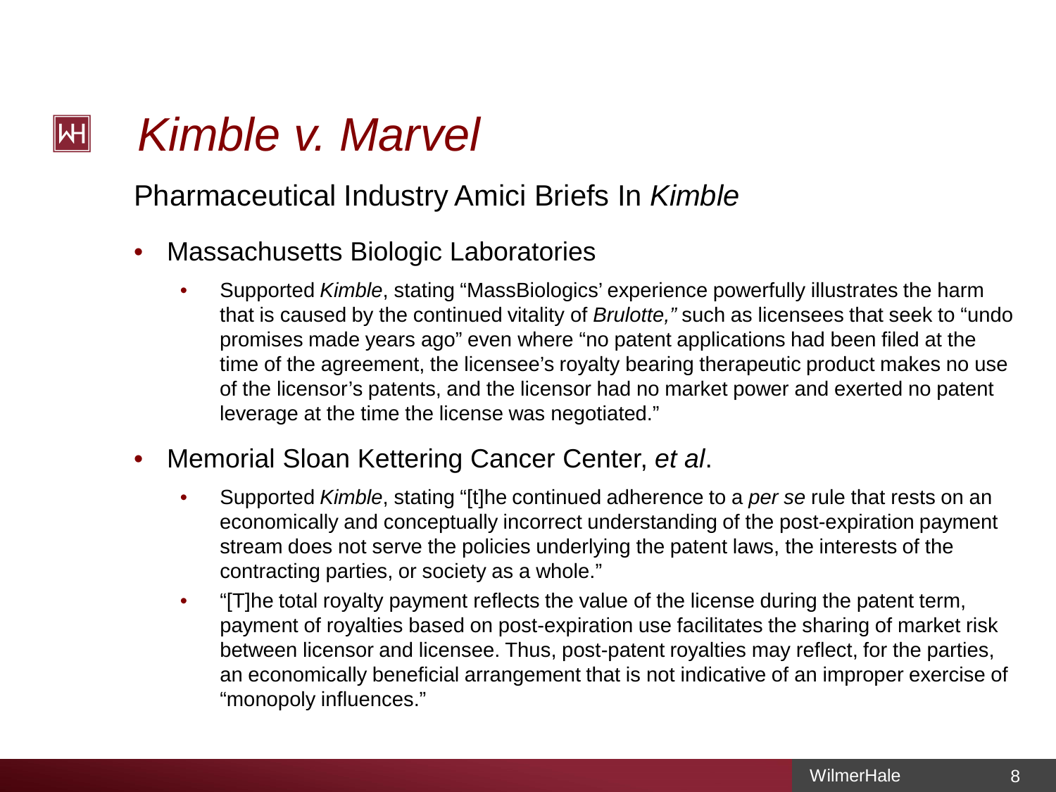# *Kimble v. Marvel*

## Pharmaceutical Industry Amici Briefs In *Kimble*

- Massachusetts Biologic Laboratories
  - Supported *Kimble*, stating "MassBiologics' experience powerfully illustrates the harm that is caused by the continued vitality of *Brulotte,"* such as licensees that seek to "undo promises made years ago" even where "no patent applications had been filed at the time of the agreement, the licensee's royalty bearing therapeutic product makes no use of the licensor's patents, and the licensor had no market power and exerted no patent leverage at the time the license was negotiated."
- Memorial Sloan Kettering Cancer Center, *et al*.
  - Supported *Kimble*, stating "[t]he continued adherence to a *per se* rule that rests on an economically and conceptually incorrect understanding of the post-expiration payment stream does not serve the policies underlying the patent laws, the interests of the contracting parties, or society as a whole."
  - "[T]he total royalty payment reflects the value of the license during the patent term, payment of royalties based on post-expiration use facilitates the sharing of market risk between licensor and licensee. Thus, post-patent royalties may reflect, for the parties, an economically beneficial arrangement that is not indicative of an improper exercise of "monopoly influences."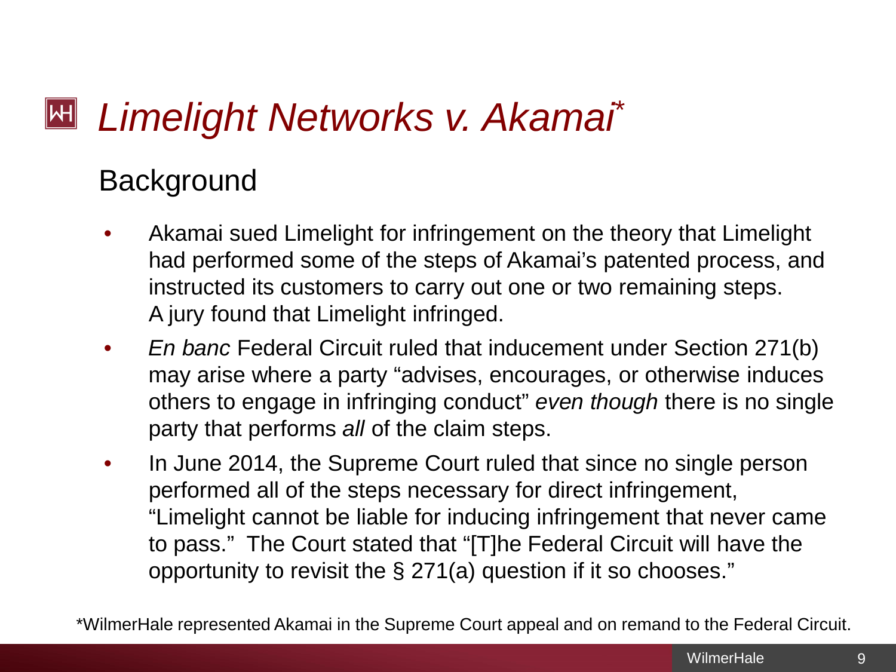# *Limelight Networks v. Akamai*\*

## Background

- Akamai sued Limelight for infringement on the theory that Limelight had performed some of the steps of Akamai's patented process, and instructed its customers to carry out one or two remaining steps. A jury found that Limelight infringed.
- *En banc* Federal Circuit ruled that inducement under Section 271(b) may arise where a party "advises, encourages, or otherwise induces others to engage in infringing conduct" *even though* there is no single party that performs *all* of the claim steps.
- In June 2014, the Supreme Court ruled that since no single person performed all of the steps necessary for direct infringement, "Limelight cannot be liable for inducing infringement that never came to pass." The Court stated that "[T]he Federal Circuit will have the opportunity to revisit the § 271(a) question if it so chooses."

\*WilmerHale represented Akamai in the Supreme Court appeal and on remand to the Federal Circuit.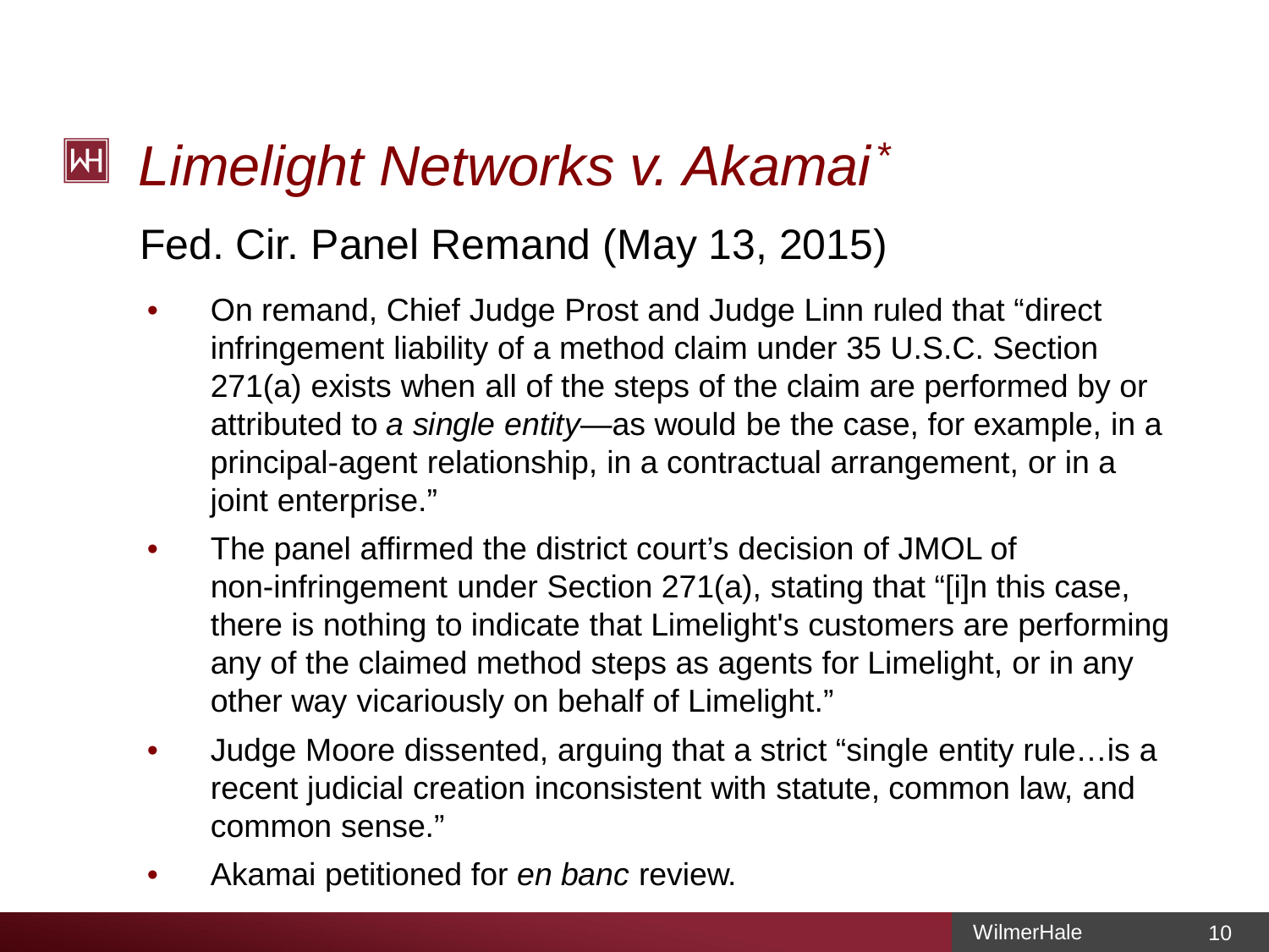# *Limelight Networks v. Akamai*\*

## Fed. Cir. Panel Remand (May 13, 2015)

- On remand, Chief Judge Prost and Judge Linn ruled that "direct infringement liability of a method claim under 35 U.S.C. Section 271(a) exists when all of the steps of the claim are performed by or attributed to *a single entity*—as would be the case, for example, in a principal-agent relationship, in a contractual arrangement, or in a joint enterprise."
- The panel affirmed the district court's decision of JMOL of non-infringement under Section 271(a), stating that "[i]n this case, there is nothing to indicate that Limelight's customers are performing any of the claimed method steps as agents for Limelight, or in any other way vicariously on behalf of Limelight."
- Judge Moore dissented, arguing that a strict "single entity rule…is a recent judicial creation inconsistent with statute, common law, and common sense."
- Akamai petitioned for *en banc* review.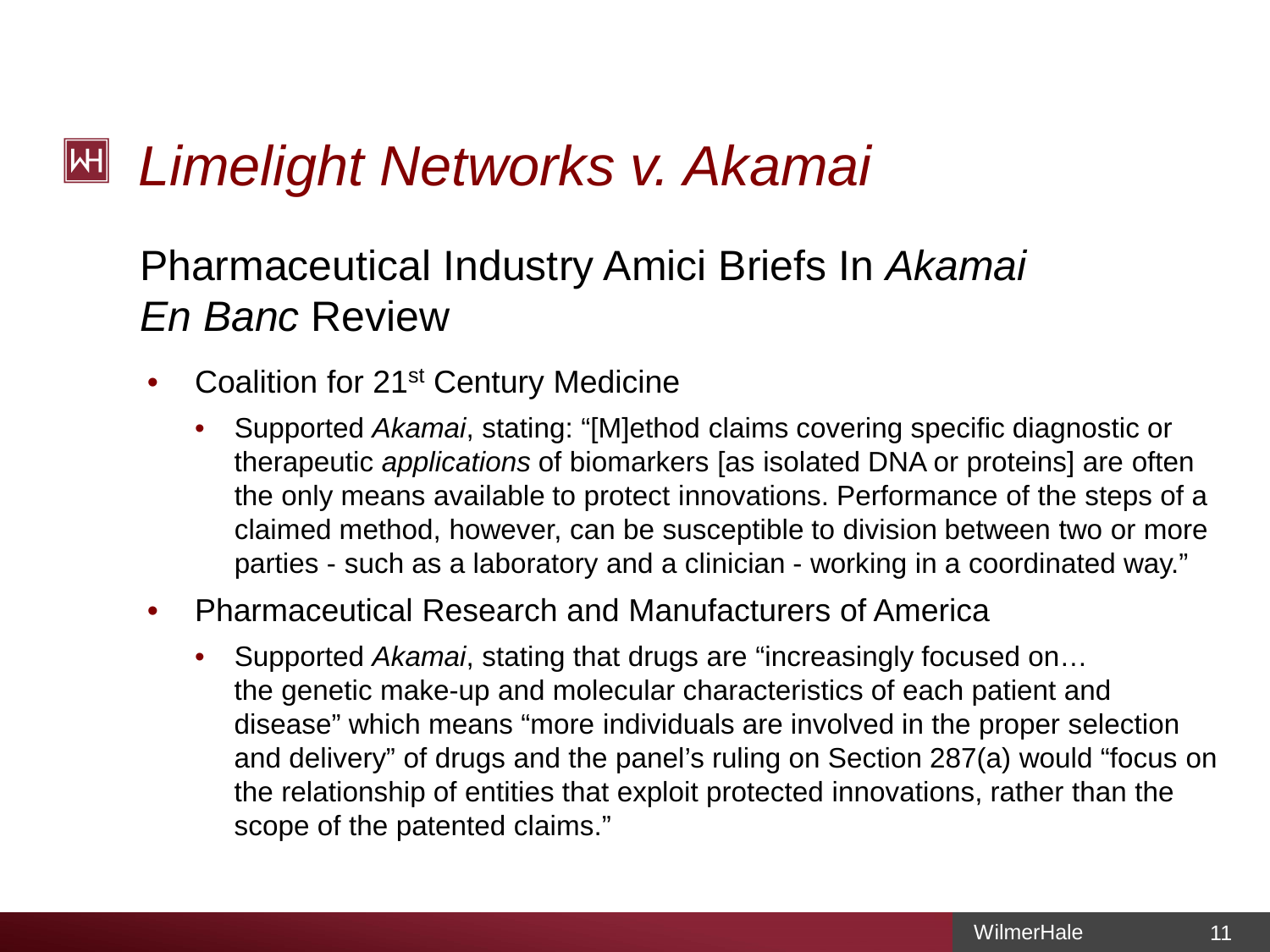# *Limelight Networks v. Akamai*

## Pharmaceutical Industry Amici Briefs In *Akamai En Banc* Review

- Coalition for 21st Century Medicine
  - Supported *Akamai*, stating: "[M]ethod claims covering specific diagnostic or therapeutic *applications* of biomarkers [as isolated DNA or proteins] are often the only means available to protect innovations. Performance of the steps of a claimed method, however, can be susceptible to division between two or more parties - such as a laboratory and a clinician - working in a coordinated way."
- Pharmaceutical Research and Manufacturers of America
  - Supported *Akamai*, stating that drugs are "increasingly focused on… the genetic make-up and molecular characteristics of each patient and disease" which means "more individuals are involved in the proper selection and delivery" of drugs and the panel's ruling on Section 287(a) would "focus on the relationship of entities that exploit protected innovations, rather than the scope of the patented claims."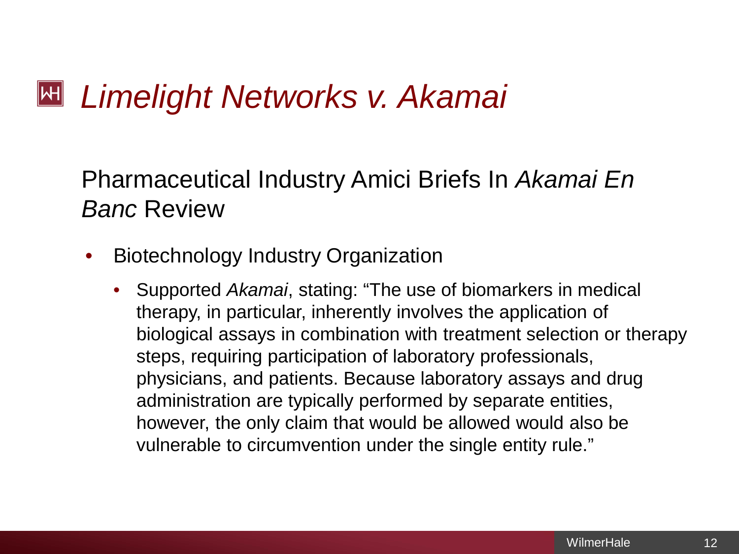# *Limelight Networks v. Akamai*

## Pharmaceutical Industry Amici Briefs In *Akamai En Banc* Review

- Biotechnology Industry Organization
  - Supported *Akamai*, stating: "The use of biomarkers in medical therapy, in particular, inherently involves the application of biological assays in combination with treatment selection or therapy steps, requiring participation of laboratory professionals, physicians, and patients. Because laboratory assays and drug administration are typically performed by separate entities, however, the only claim that would be allowed would also be vulnerable to circumvention under the single entity rule."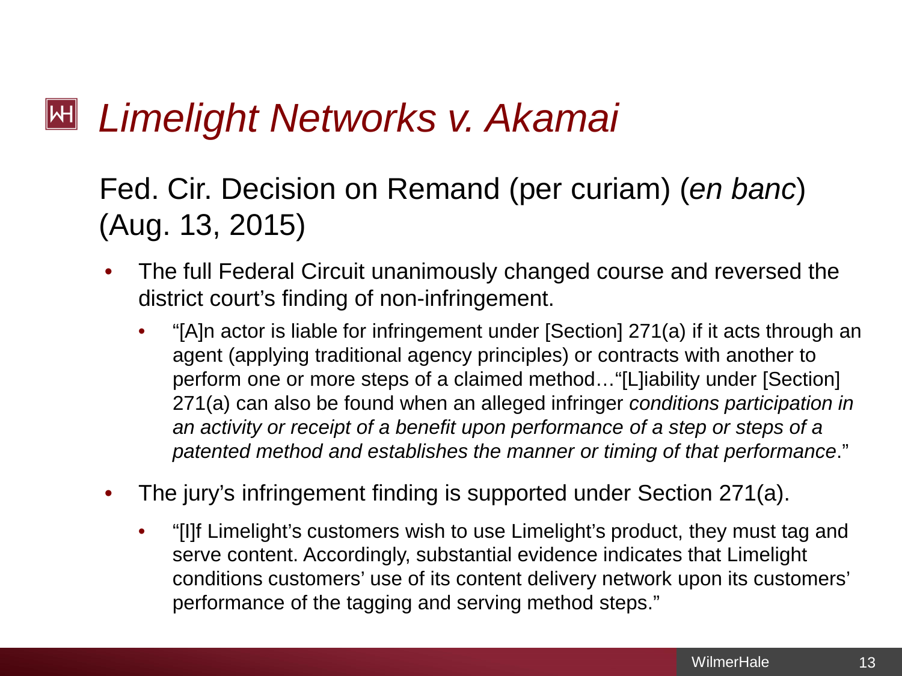# *Limelight Networks v. Akamai*

## Fed. Cir. Decision on Remand (per curiam) (*en banc*) (Aug. 13, 2015)

- The full Federal Circuit unanimously changed course and reversed the district court's finding of non-infringement.
  - "[A]n actor is liable for infringement under [Section] 271(a) if it acts through an agent (applying traditional agency principles) or contracts with another to perform one or more steps of a claimed method…"[L]iability under [Section] 271(a) can also be found when an alleged infringer *conditions participation in an activity or receipt of a benefit upon performance of a step or steps of a patented method and establishes the manner or timing of that performance*."
- The jury's infringement finding is supported under Section 271(a).
  - "[I]f Limelight's customers wish to use Limelight's product, they must tag and serve content. Accordingly, substantial evidence indicates that Limelight conditions customers' use of its content delivery network upon its customers' performance of the tagging and serving method steps."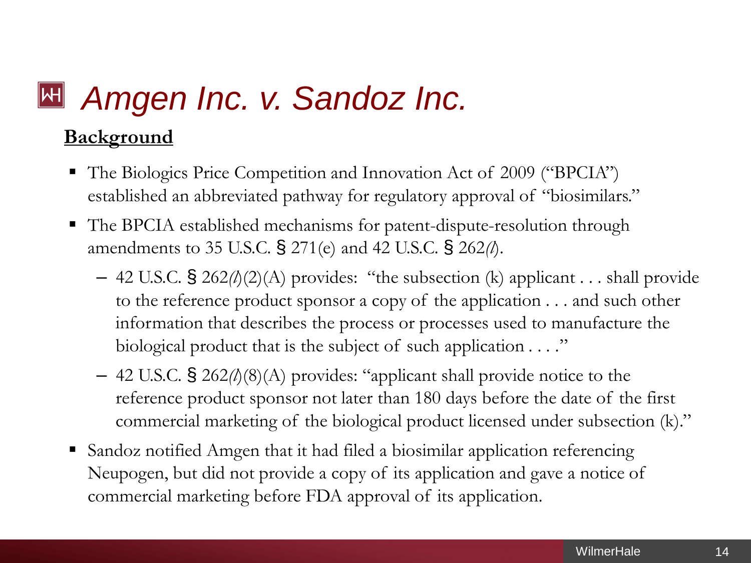# *Amgen Inc. v. Sandoz Inc.*

**Background**

- The Biologics Price Competition and Innovation Act of 2009 ("BPCIA") established an abbreviated pathway for regulatory approval of "biosimilars."
- The BPCIA established mechanisms for patent-dispute-resolution through amendments to 35 U.S.C. § 271(e) and 42 U.S.C. § 262(*l*).
  - 42 U.S.C. § 262(*l*)(2)(A) provides: "the subsection (k) applicant . . . shall provide to the reference product sponsor a copy of the application . . . and such other information that describes the process or processes used to manufacture the biological product that is the subject of such application . . . ."
  - 42 U.S.C. § 262(*l*)(8)(A) provides: "applicant shall provide notice to the reference product sponsor not later than 180 days before the date of the first commercial marketing of the biological product licensed under subsection (k)."
- Sandoz notified Amgen that it had filed a biosimilar application referencing Neupogen, but did not provide a copy of its application and gave a notice of commercial marketing before FDA approval of its application.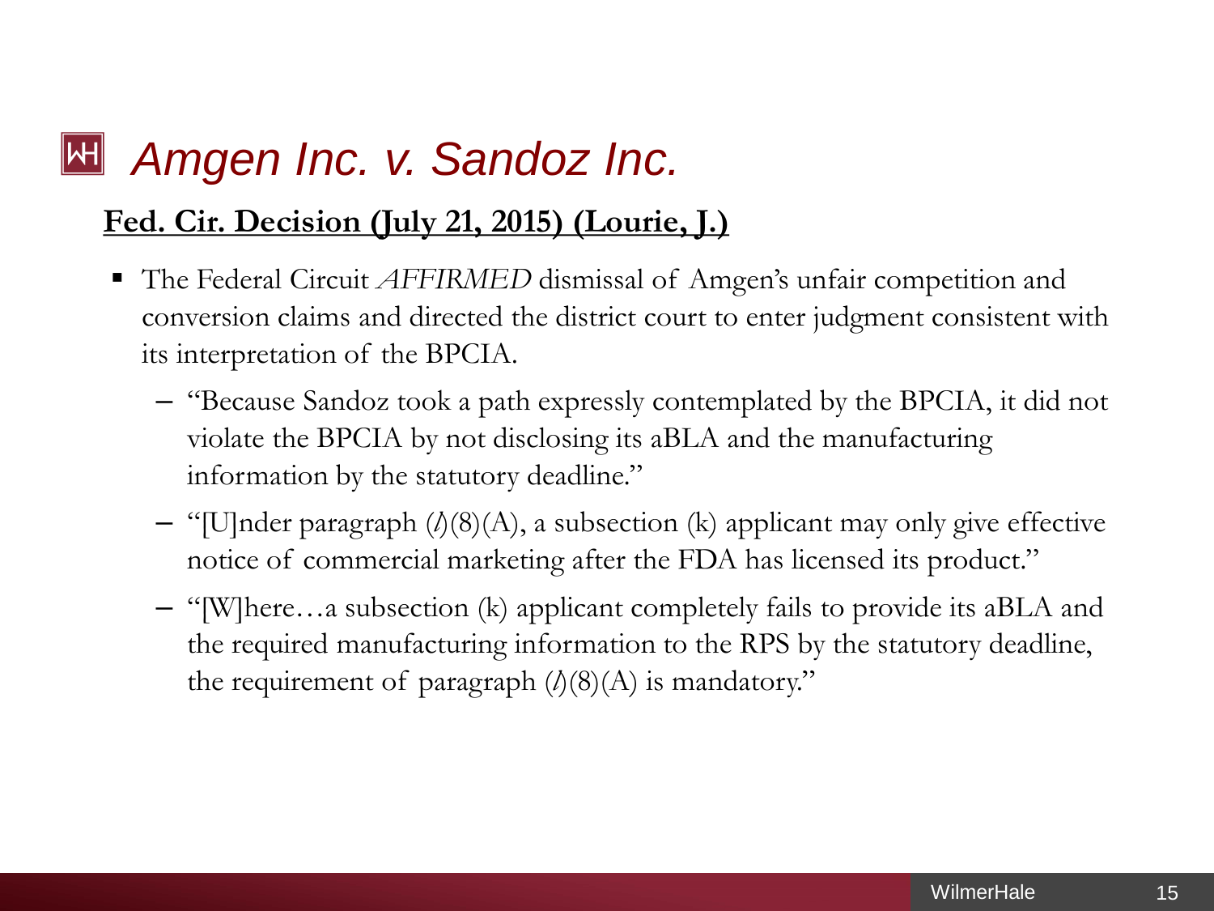# *Amgen Inc. v. Sandoz Inc.*

**Fed. Cir. Decision (July 21, 2015) (Lourie, J.)**

- The Federal Circuit *AFFIRMED* dismissal of Amgen's unfair competition and conversion claims and directed the district court to enter judgment consistent with its interpretation of the BPCIA.
  - "Because Sandoz took a path expressly contemplated by the BPCIA, it did not violate the BPCIA by not disclosing its aBLA and the manufacturing information by the statutory deadline."
  - "[U]nder paragraph (*l*)(8)(A), a subsection (k) applicant may only give effective notice of commercial marketing after the FDA has licensed its product."
  - "[W]here…a subsection (k) applicant completely fails to provide its aBLA and the required manufacturing information to the RPS by the statutory deadline, the requirement of paragraph (*l*)(8)(A) is mandatory."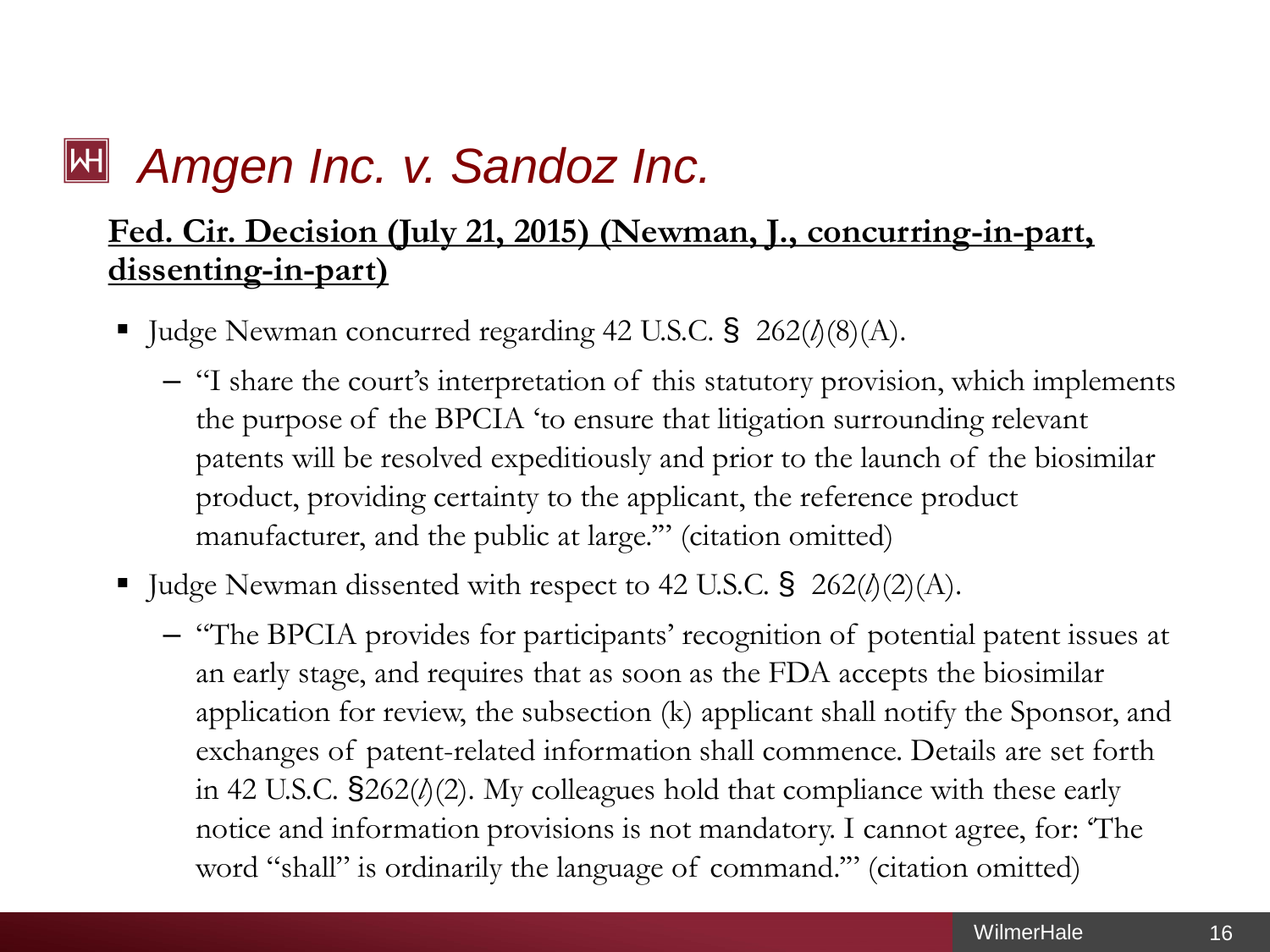# *Amgen Inc. v. Sandoz Inc.*

**Fed. Cir. Decision (July 21, 2015) (Newman, J., concurring-in-part, dissenting-in-part)**

- Judge Newman concurred regarding 42 U.S.C. § 262(*l*)(8)(A).
  - "I share the court's interpretation of this statutory provision, which implements the purpose of the BPCIA 'to ensure that litigation surrounding relevant patents will be resolved expeditiously and prior to the launch of the biosimilar product, providing certainty to the applicant, the reference product manufacturer, and the public at large.'" (citation omitted)
- Judge Newman dissented with respect to 42 U.S.C. § 262(*l*)(2)(A).
  - "The BPCIA provides for participants' recognition of potential patent issues at an early stage, and requires that as soon as the FDA accepts the biosimilar application for review, the subsection (k) applicant shall notify the Sponsor, and exchanges of patent-related information shall commence. Details are set forth in 42 U.S.C. §262(*l*)(2). My colleagues hold that compliance with these early notice and information provisions is not mandatory. I cannot agree, for: 'The word "shall" is ordinarily the language of command.'" (citation omitted)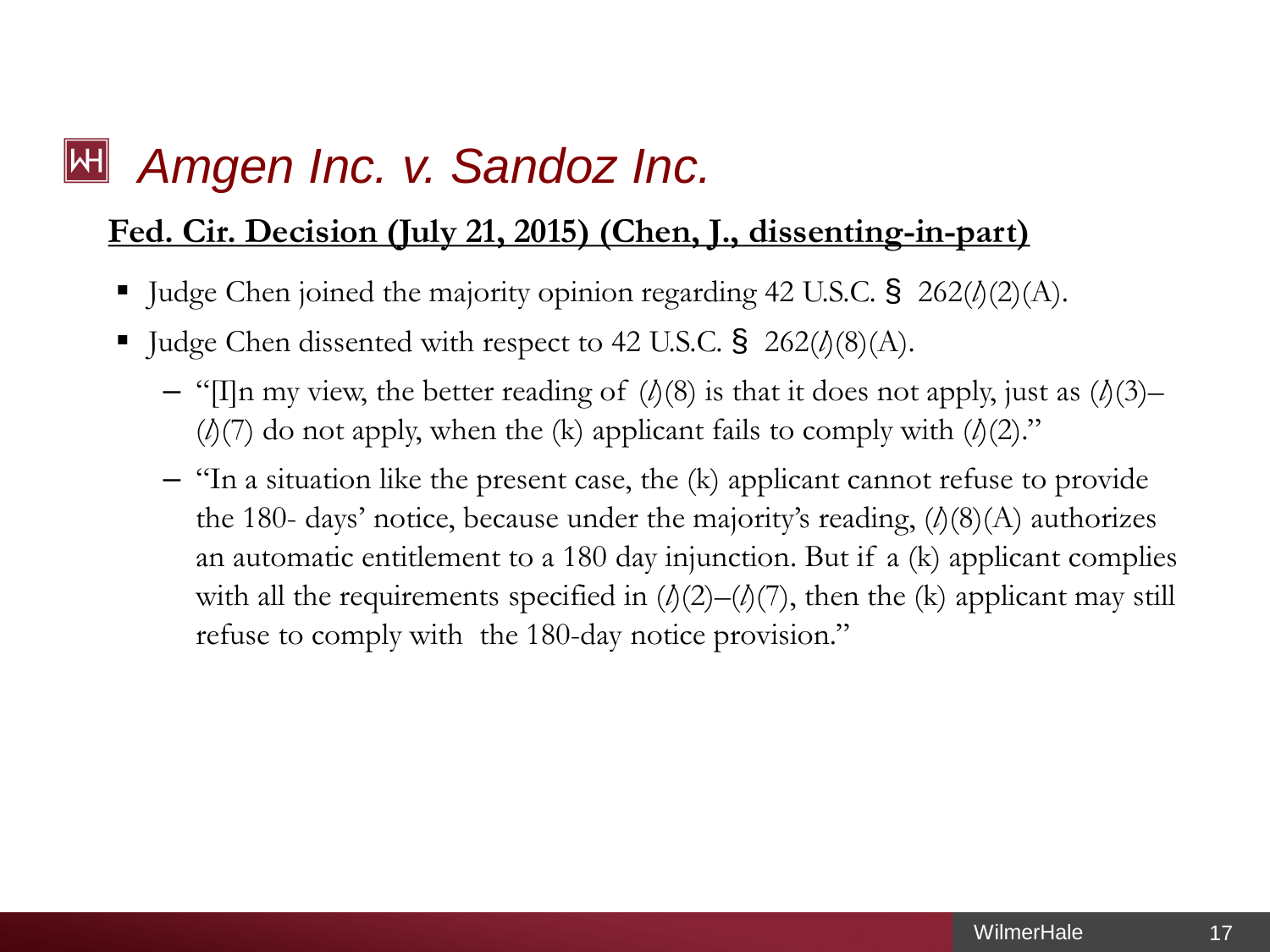# *Amgen Inc. v. Sandoz Inc.*

**Fed. Cir. Decision (July 21, 2015) (Chen, J., dissenting-in-part)**

- Judge Chen joined the majority opinion regarding 42 U.S.C. § 262(*l*)(2)(A).
- Judge Chen dissented with respect to 42 U.S.C. § 262(*l*)(8)(A).
  - "[I]n my view, the better reading of (*l*)(8) is that it does not apply, just as (*l*)(3)–(*l*)(7) do not apply, when the (k) applicant fails to comply with (*l*)(2)."
  - "In a situation like the present case, the (k) applicant cannot refuse to provide the 180- days' notice, because under the majority's reading, (*l*)(8)(A) authorizes an automatic entitlement to a 180 day injunction. But if a (k) applicant complies with all the requirements specified in (*l*)(2)–(*l*)(7), then the (k) applicant may still refuse to comply with the 180-day notice provision."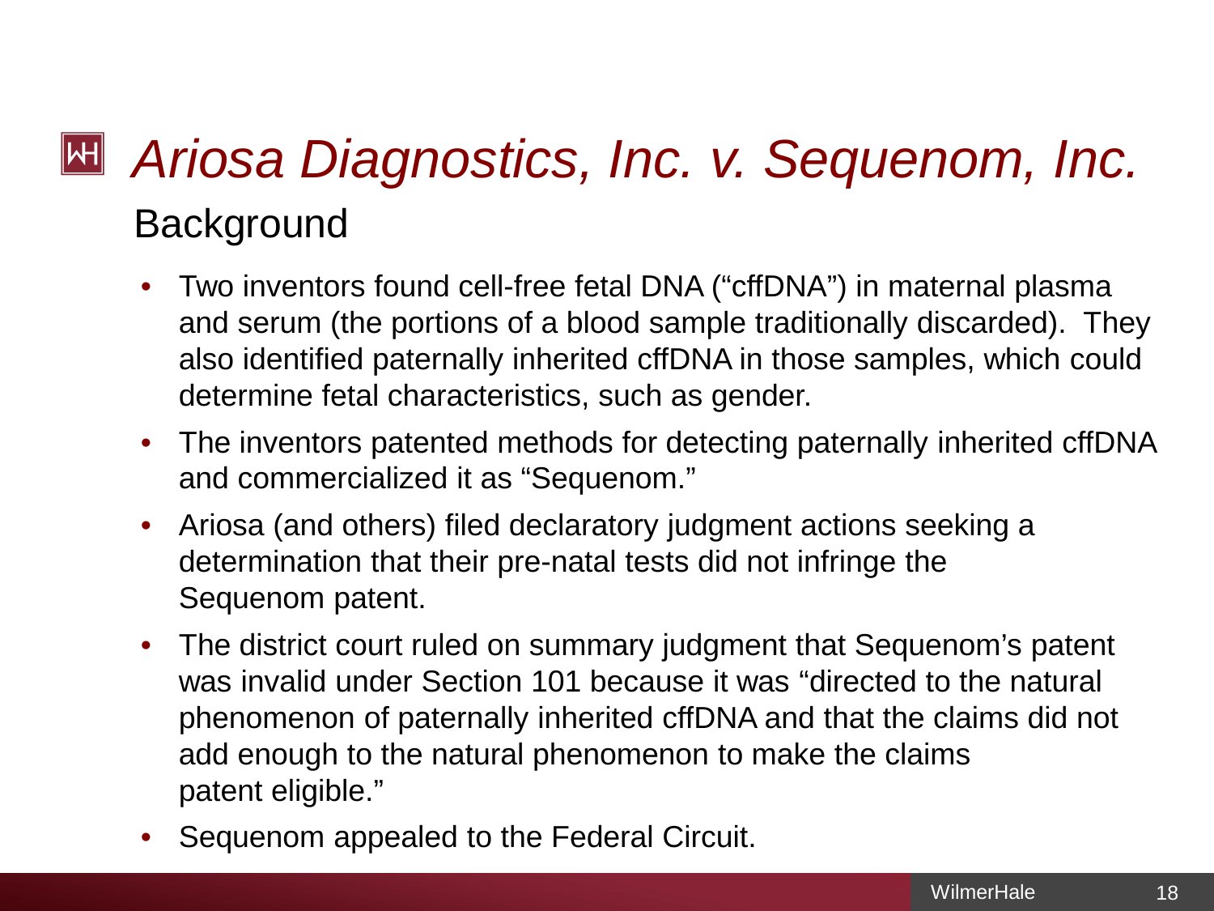# *Ariosa Diagnostics, Inc. v. Sequenom, Inc.*

## Background

- Two inventors found cell-free fetal DNA ("cffDNA") in maternal plasma and serum (the portions of a blood sample traditionally discarded). They also identified paternally inherited cffDNA in those samples, which could determine fetal characteristics, such as gender.
- The inventors patented methods for detecting paternally inherited cffDNA and commercialized it as "Sequenom."
- Ariosa (and others) filed declaratory judgment actions seeking a determination that their pre-natal tests did not infringe the Sequenom patent.
- The district court ruled on summary judgment that Sequenom's patent was invalid under Section 101 because it was "directed to the natural phenomenon of paternally inherited cffDNA and that the claims did not add enough to the natural phenomenon to make the claims patent eligible."
- Sequenom appealed to the Federal Circuit.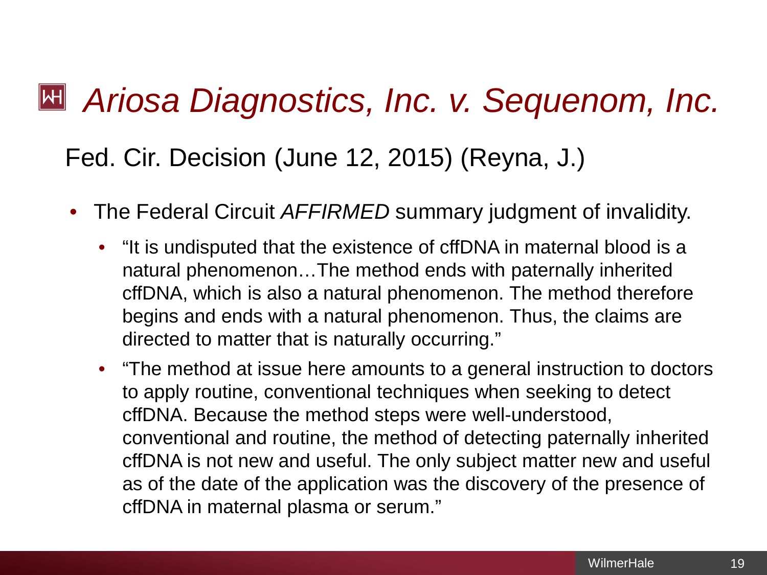# *Ariosa Diagnostics, Inc. v. Sequenom, Inc.*

## Fed. Cir. Decision (June 12, 2015) (Reyna, J.)

- The Federal Circuit *AFFIRMED* summary judgment of invalidity.
  - "It is undisputed that the existence of cffDNA in maternal blood is a natural phenomenon…The method ends with paternally inherited cffDNA, which is also a natural phenomenon. The method therefore begins and ends with a natural phenomenon. Thus, the claims are directed to matter that is naturally occurring."
  - "The method at issue here amounts to a general instruction to doctors to apply routine, conventional techniques when seeking to detect cffDNA. Because the method steps were well-understood, conventional and routine, the method of detecting paternally inherited cffDNA is not new and useful. The only subject matter new and useful as of the date of the application was the discovery of the presence of cffDNA in maternal plasma or serum."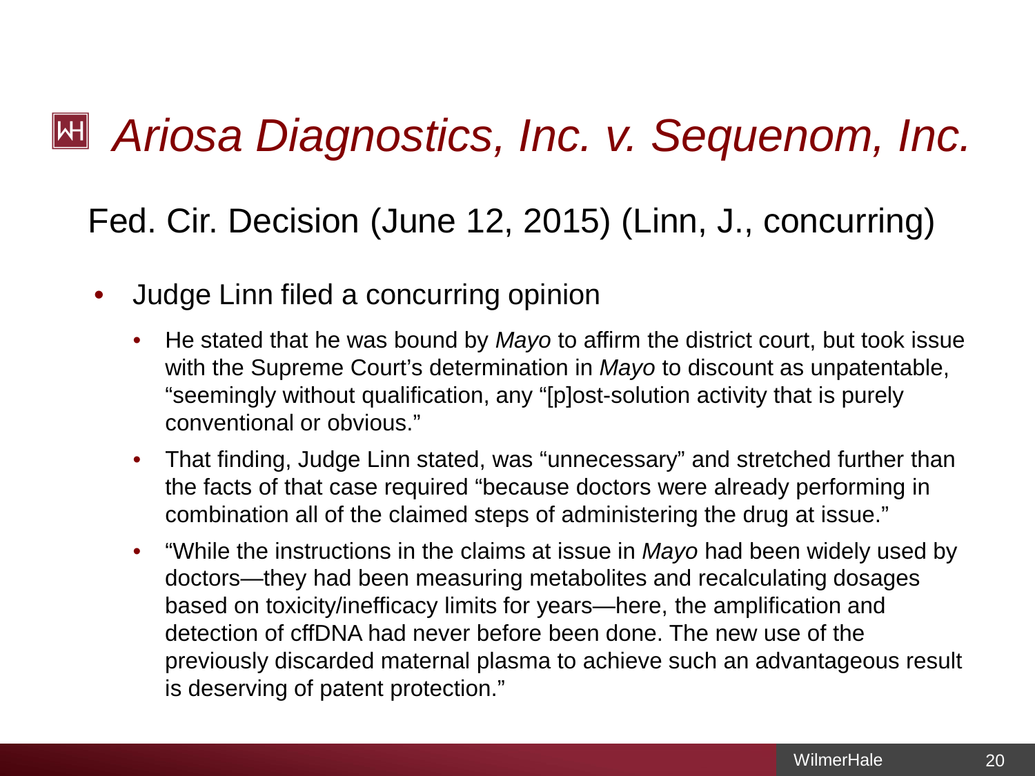# *Ariosa Diagnostics, Inc. v. Sequenom, Inc.*

## Fed. Cir. Decision (June 12, 2015) (Linn, J., concurring)

- Judge Linn filed a concurring opinion
  - He stated that he was bound by *Mayo* to affirm the district court, but took issue with the Supreme Court's determination in *Mayo* to discount as unpatentable, "seemingly without qualification, any "[p]ost-solution activity that is purely conventional or obvious."
  - That finding, Judge Linn stated, was "unnecessary" and stretched further than the facts of that case required "because doctors were already performing in combination all of the claimed steps of administering the drug at issue."
  - "While the instructions in the claims at issue in *Mayo* had been widely used by doctors—they had been measuring metabolites and recalculating dosages based on toxicity/inefficacy limits for years—here, the amplification and detection of cffDNA had never before been done. The new use of the previously discarded maternal plasma to achieve such an advantageous result is deserving of patent protection."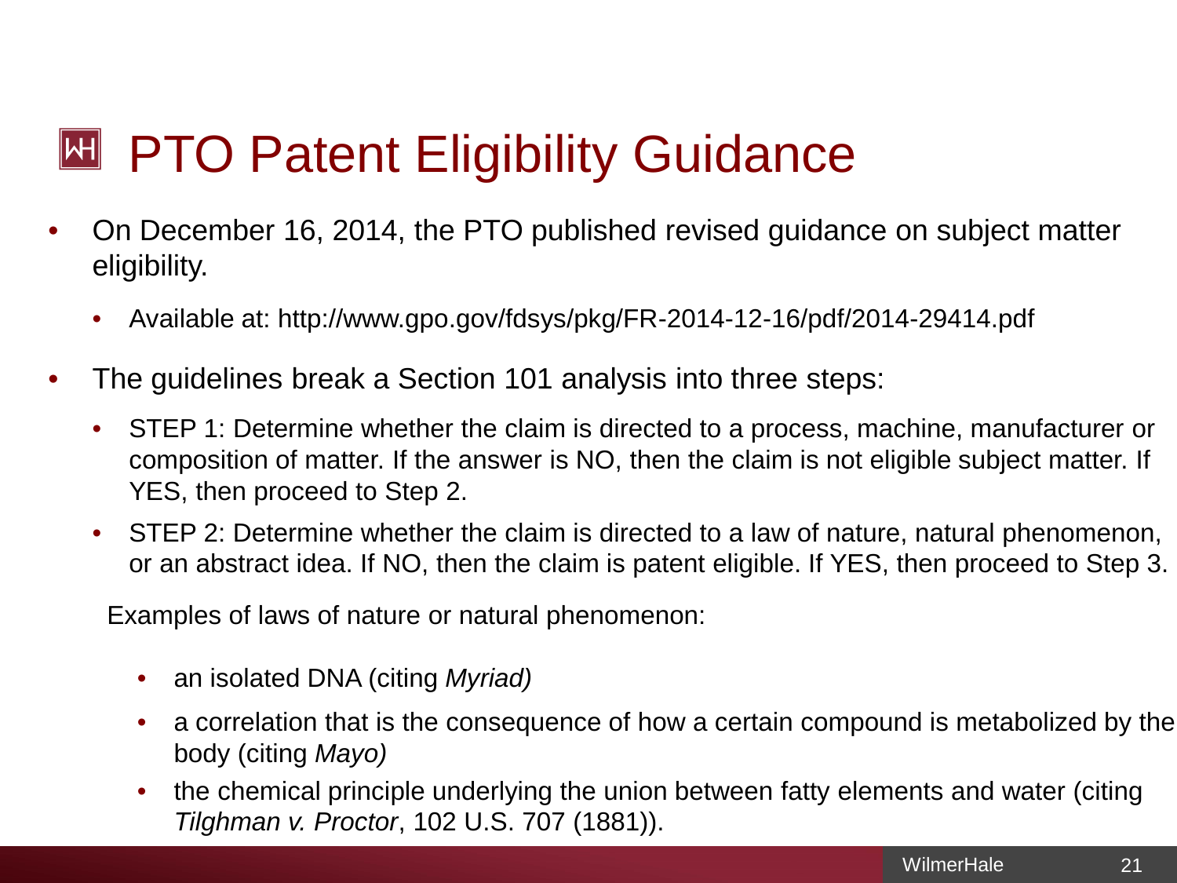# PTO Patent Eligibility Guidance

- On December 16, 2014, the PTO published revised guidance on subject matter eligibility.
  - Available at: http://www.gpo.gov/fdsys/pkg/FR-2014-12-16/pdf/2014-29414.pdf
- The guidelines break a Section 101 analysis into three steps:
  - STEP 1: Determine whether the claim is directed to a process, machine, manufacturer or composition of matter. If the answer is NO, then the claim is not eligible subject matter. If YES, then proceed to Step 2.
  - STEP 2: Determine whether the claim is directed to a law of nature, natural phenomenon, or an abstract idea. If NO, then the claim is patent eligible. If YES, then proceed to Step 3.

  Examples of laws of nature or natural phenomenon:

    - an isolated DNA (citing *Myriad)*
    - a correlation that is the consequence of how a certain compound is metabolized by the body (citing *Mayo)*
    - the chemical principle underlying the union between fatty elements and water (citing *Tilghman v. Proctor*, 102 U.S. 707 (1881)).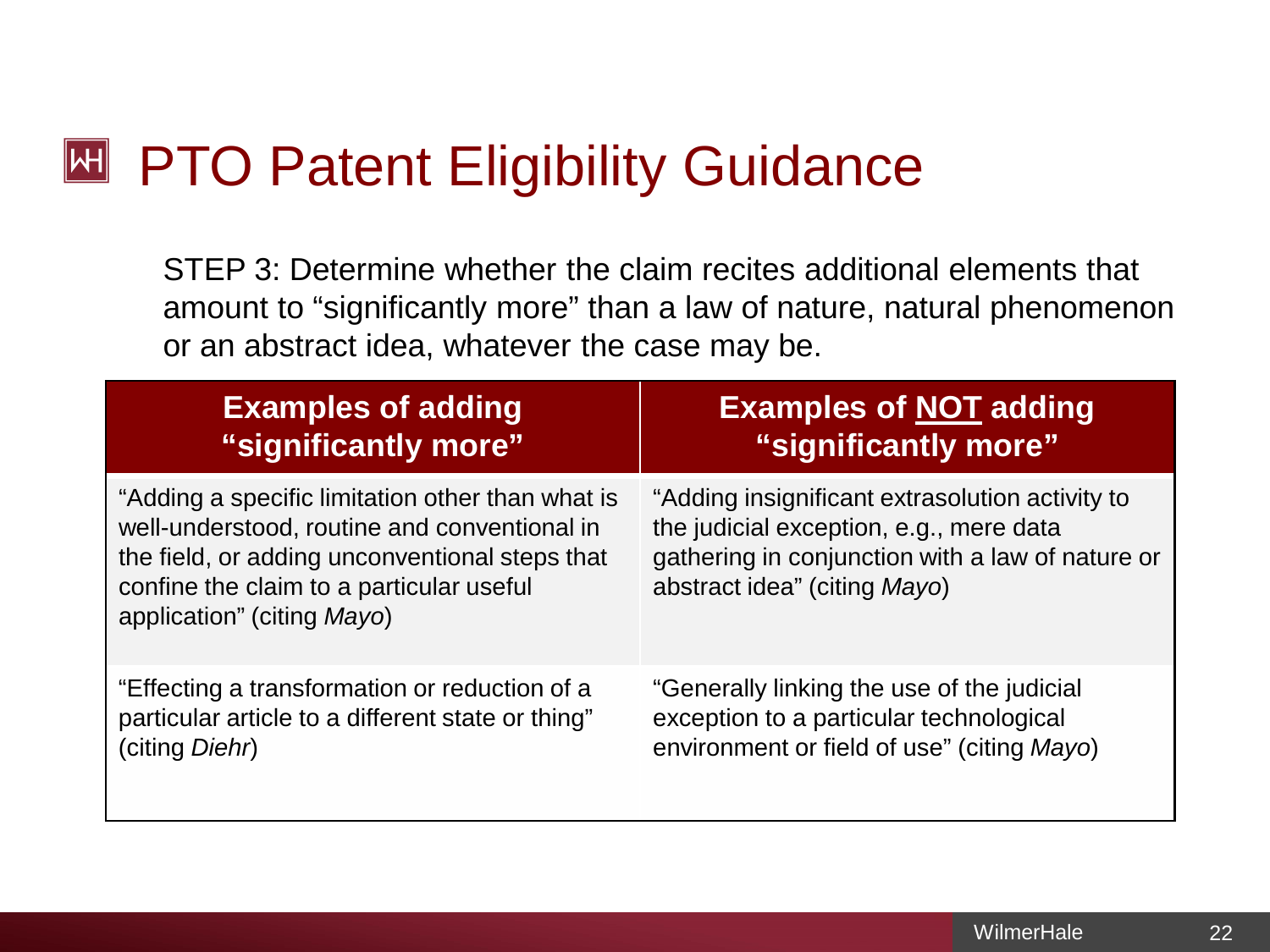# PTO Patent Eligibility Guidance

STEP 3: Determine whether the claim recites additional elements that amount to "significantly more" than a law of nature, natural phenomenon or an abstract idea, whatever the case may be.

| **Examples of adding "significantly more"** | **Examples of NOT adding "significantly more"** |
|---|---|
| "Adding a specific limitation other than what is well-understood, routine and conventional in the field, or adding unconventional steps that confine the claim to a particular useful application" (citing *Mayo*) | "Adding insignificant extrasolution activity to the judicial exception, e.g., mere data gathering in conjunction with a law of nature or abstract idea" (citing *Mayo*) |
| "Effecting a transformation or reduction of a particular article to a different state or thing" (citing *Diehr*) | "Generally linking the use of the judicial exception to a particular technological environment or field of use" (citing *Mayo*) |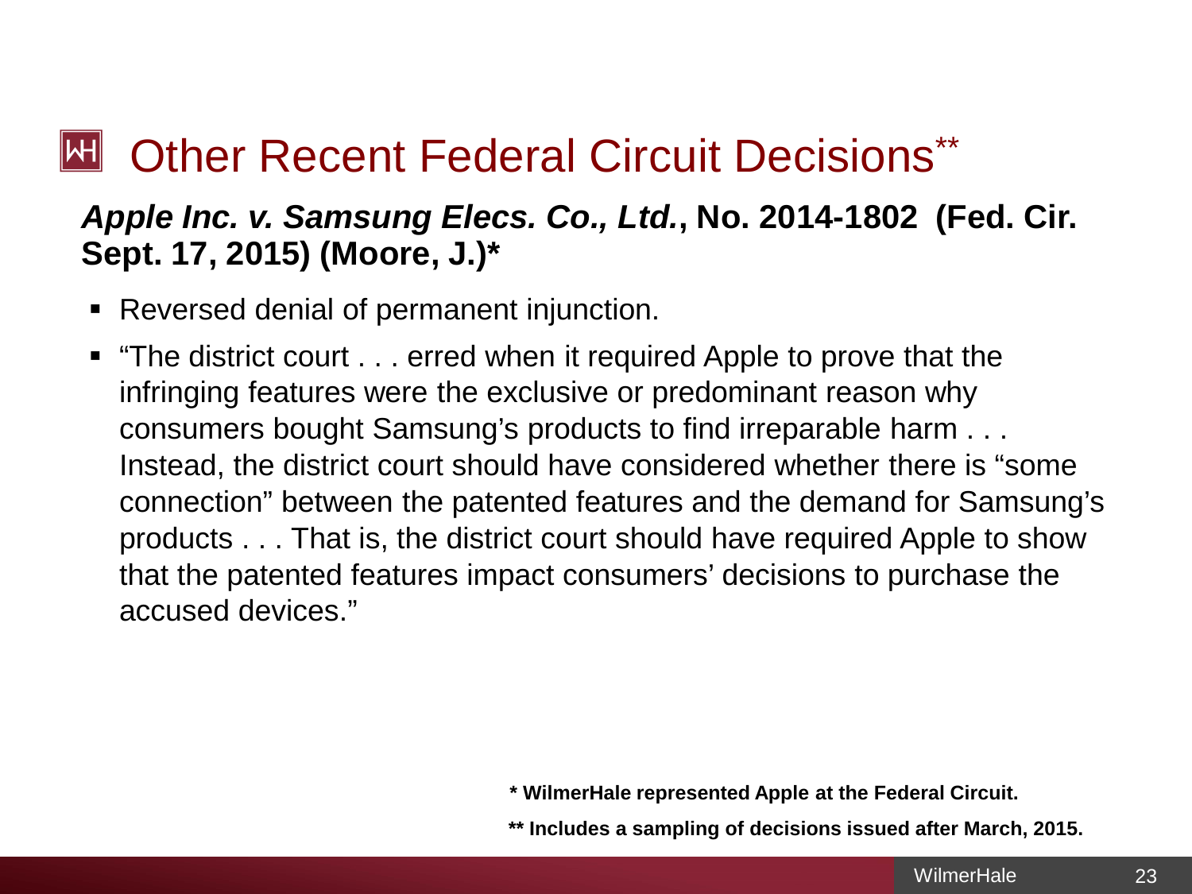# Other Recent Federal Circuit Decisions**

***Apple Inc. v. Samsung Elecs. Co., Ltd.*, No. 2014-1802 (Fed. Cir. Sept. 17, 2015) (Moore, J.)***

- Reversed denial of permanent injunction.
- "The district court . . . erred when it required Apple to prove that the infringing features were the exclusive or predominant reason why consumers bought Samsung's products to find irreparable harm . . . Instead, the district court should have considered whether there is "some connection" between the patented features and the demand for Samsung's products . . . That is, the district court should have required Apple to show that the patented features impact consumers' decisions to purchase the accused devices."

**\* WilmerHale represented Apple at the Federal Circuit.**

**\*\* Includes a sampling of decisions issued after March, 2015.**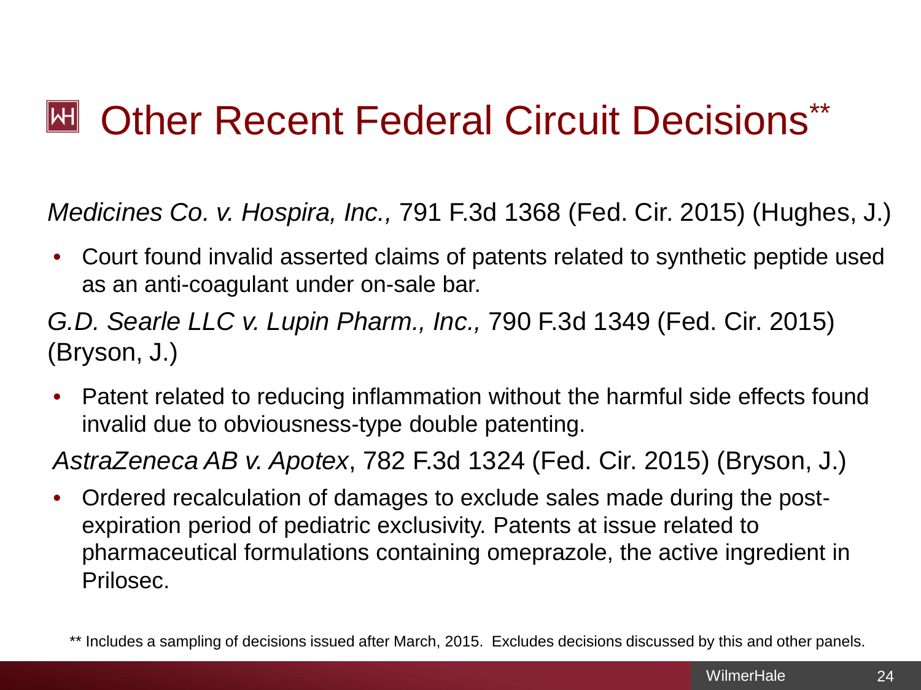# Other Recent Federal Circuit Decisions**

*Medicines Co. v. Hospira, Inc.,* 791 F.3d 1368 (Fed. Cir. 2015) (Hughes, J.)

- Court found invalid asserted claims of patents related to synthetic peptide used as an anti-coagulant under on-sale bar.

*G.D. Searle LLC v. Lupin Pharm., Inc.,* 790 F.3d 1349 (Fed. Cir. 2015) (Bryson, J.)

- Patent related to reducing inflammation without the harmful side effects found invalid due to obviousness-type double patenting.

*AstraZeneca AB v. Apotex*, 782 F.3d 1324 (Fed. Cir. 2015) (Bryson, J.)

- Ordered recalculation of damages to exclude sales made during the post-expiration period of pediatric exclusivity. Patents at issue related to pharmaceutical formulations containing omeprazole, the active ingredient in Prilosec.

** Includes a sampling of decisions issued after March, 2015. Excludes decisions discussed by this and other panels.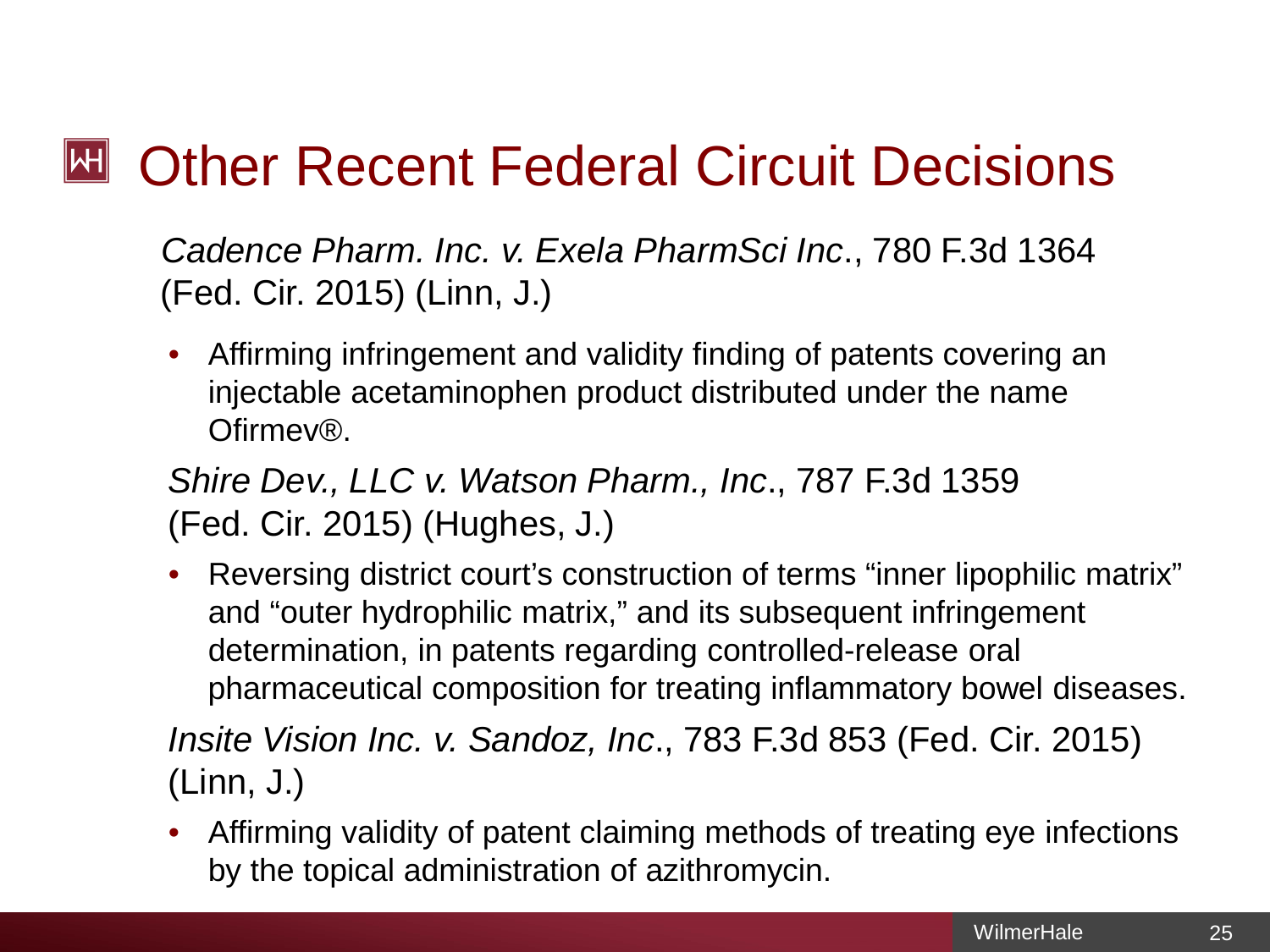# Other Recent Federal Circuit Decisions

*Cadence Pharm. Inc. v. Exela PharmSci Inc*., 780 F.3d 1364 (Fed. Cir. 2015) (Linn, J.)

- Affirming infringement and validity finding of patents covering an injectable acetaminophen product distributed under the name Ofirmev®.

*Shire Dev., LLC v. Watson Pharm., Inc*., 787 F.3d 1359 (Fed. Cir. 2015) (Hughes, J.)

- Reversing district court's construction of terms "inner lipophilic matrix" and "outer hydrophilic matrix," and its subsequent infringement determination, in patents regarding controlled-release oral pharmaceutical composition for treating inflammatory bowel diseases.

*Insite Vision Inc. v. Sandoz, Inc*., 783 F.3d 853 (Fed. Cir. 2015) (Linn, J.)

- Affirming validity of patent claiming methods of treating eye infections by the topical administration of azithromycin.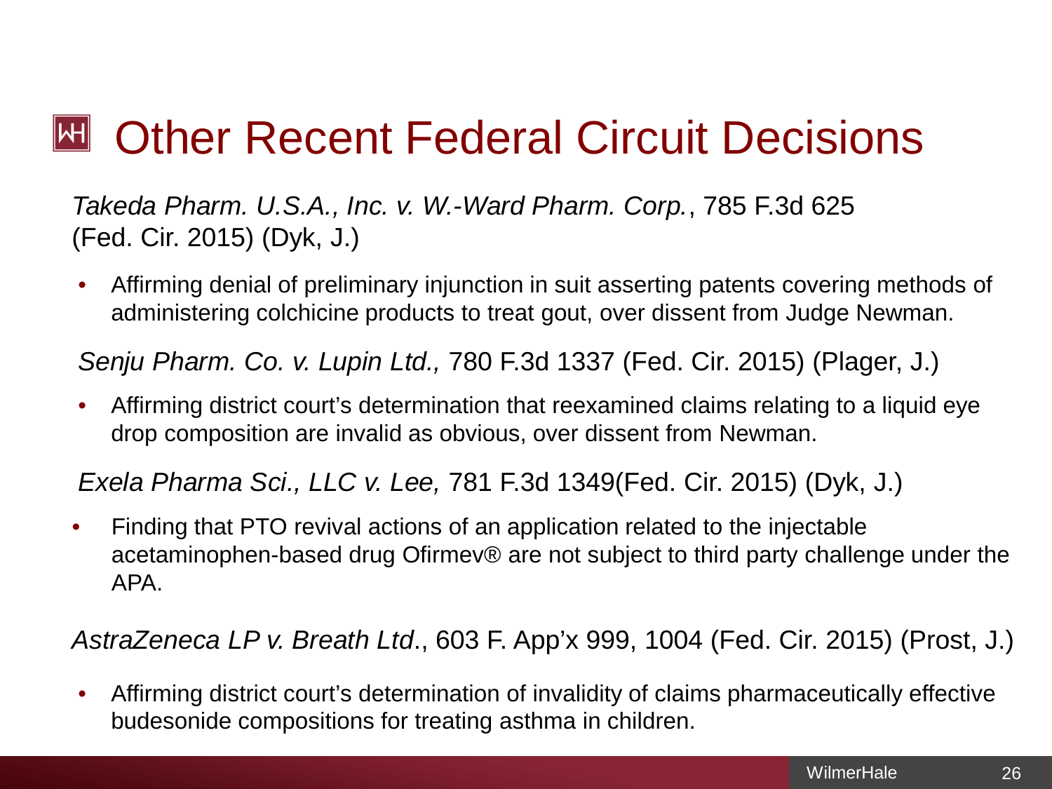# Other Recent Federal Circuit Decisions

*Takeda Pharm. U.S.A., Inc. v. W.-Ward Pharm. Corp.*, 785 F.3d 625 (Fed. Cir. 2015) (Dyk, J.)

- Affirming denial of preliminary injunction in suit asserting patents covering methods of administering colchicine products to treat gout, over dissent from Judge Newman.

*Senju Pharm. Co. v. Lupin Ltd.,* 780 F.3d 1337 (Fed. Cir. 2015) (Plager, J.)

- Affirming district court's determination that reexamined claims relating to a liquid eye drop composition are invalid as obvious, over dissent from Newman.

*Exela Pharma Sci., LLC v. Lee,* 781 F.3d 1349(Fed. Cir. 2015) (Dyk, J.)

- Finding that PTO revival actions of an application related to the injectable acetaminophen-based drug Ofirmev® are not subject to third party challenge under the APA.

*AstraZeneca LP v. Breath Ltd*., 603 F. App'x 999, 1004 (Fed. Cir. 2015) (Prost, J.)

- Affirming district court's determination of invalidity of claims pharmaceutically effective budesonide compositions for treating asthma in children.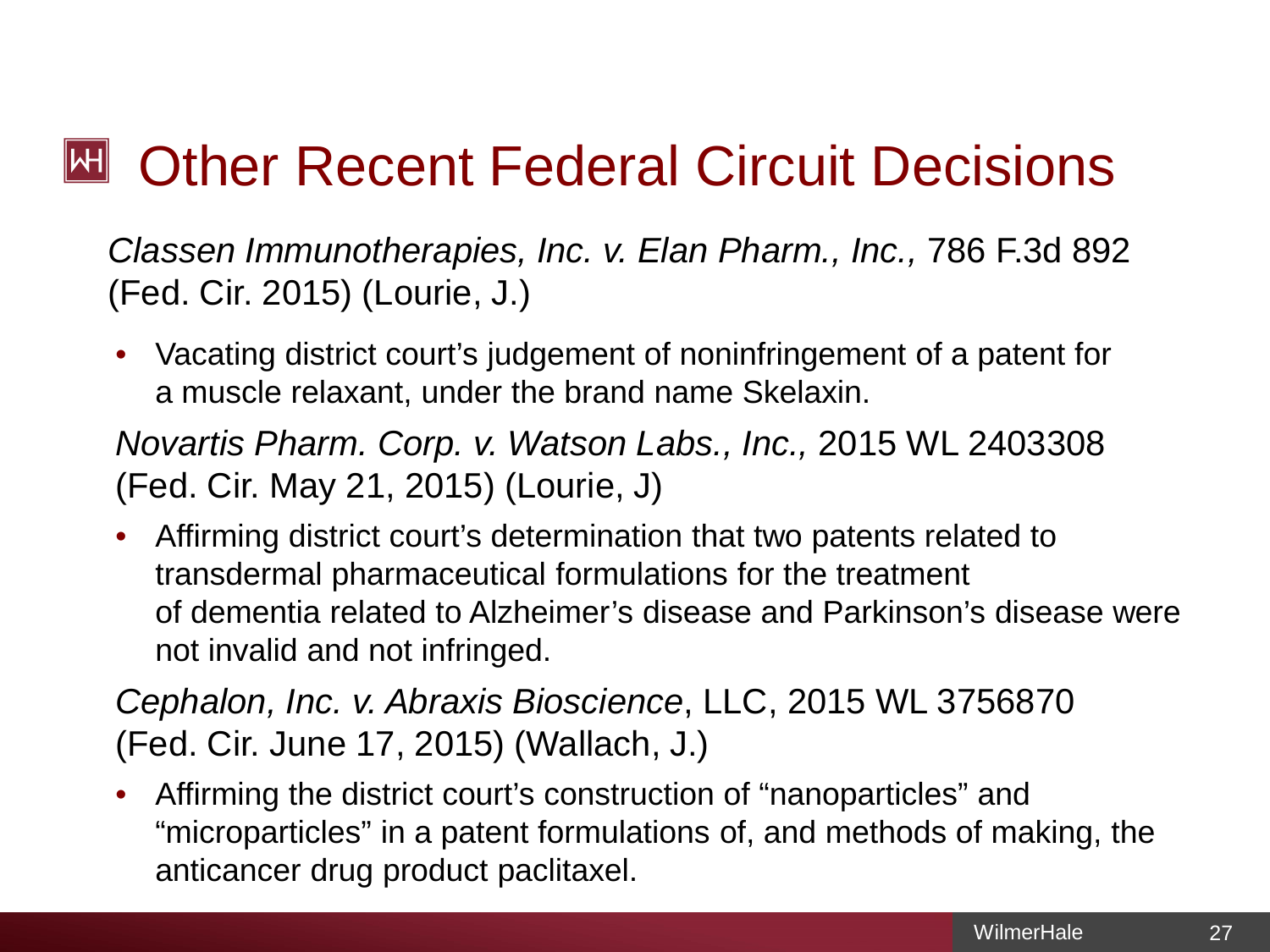# Other Recent Federal Circuit Decisions

*Classen Immunotherapies, Inc. v. Elan Pharm., Inc.,* 786 F.3d 892 (Fed. Cir. 2015) (Lourie, J.)

- Vacating district court's judgement of noninfringement of a patent for a muscle relaxant, under the brand name Skelaxin.

*Novartis Pharm. Corp. v. Watson Labs., Inc.,* 2015 WL 2403308 (Fed. Cir. May 21, 2015) (Lourie, J)

- Affirming district court's determination that two patents related to transdermal pharmaceutical formulations for the treatment of dementia related to Alzheimer's disease and Parkinson's disease were not invalid and not infringed.

*Cephalon, Inc. v. Abraxis Bioscience*, LLC, 2015 WL 3756870 (Fed. Cir. June 17, 2015) (Wallach, J.)

- Affirming the district court's construction of "nanoparticles" and "microparticles" in a patent formulations of, and methods of making, the anticancer drug product paclitaxel.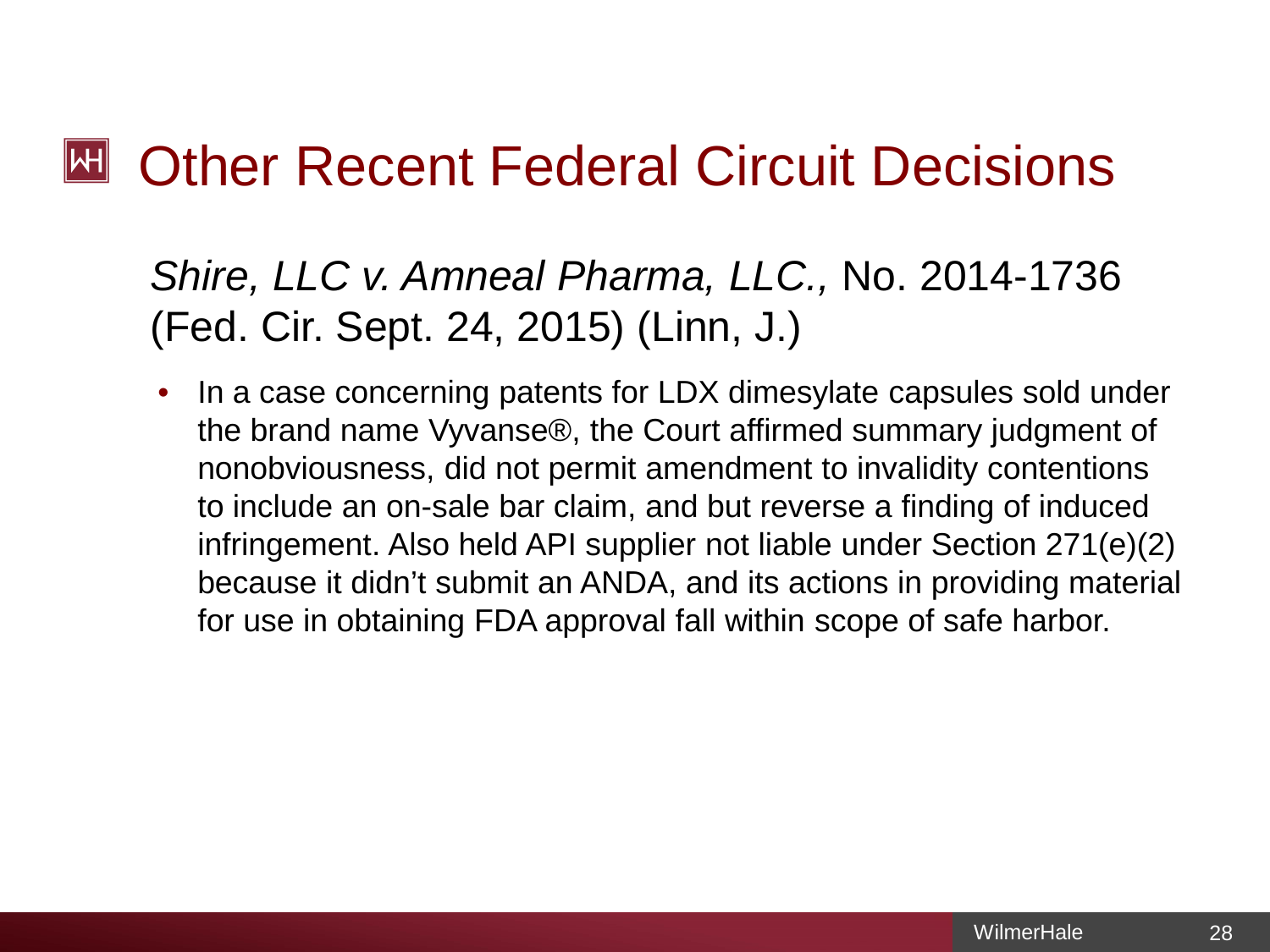# Other Recent Federal Circuit Decisions

*Shire, LLC v. Amneal Pharma, LLC.,* No. 2014-1736 (Fed. Cir. Sept. 24, 2015) (Linn, J.)

- In a case concerning patents for LDX dimesylate capsules sold under the brand name Vyvanse®, the Court affirmed summary judgment of nonobviousness, did not permit amendment to invalidity contentions to include an on-sale bar claim, and but reverse a finding of induced infringement. Also held API supplier not liable under Section 271(e)(2) because it didn't submit an ANDA, and its actions in providing material for use in obtaining FDA approval fall within scope of safe harbor.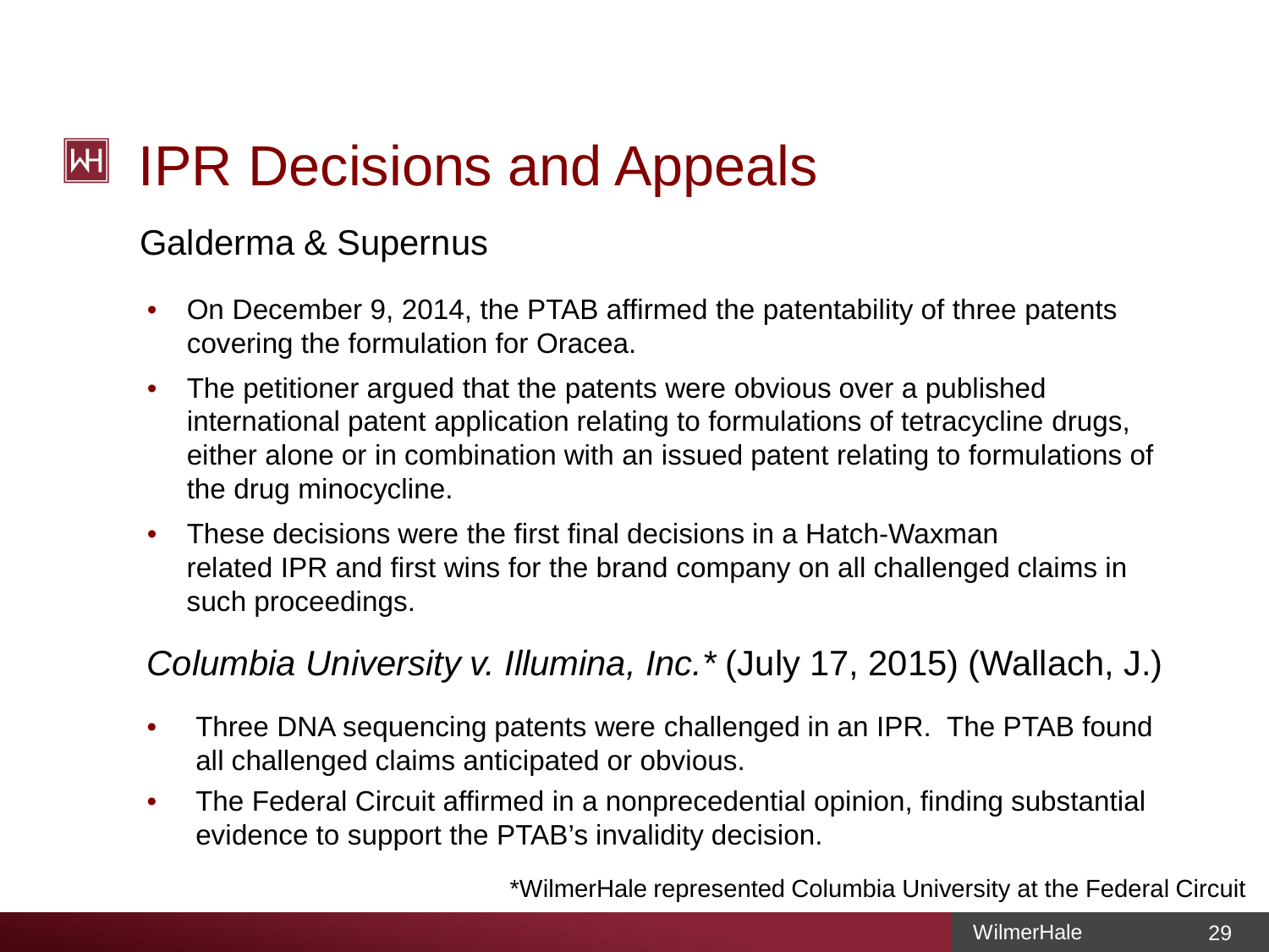# IPR Decisions and Appeals

## Galderma & Supernus

- On December 9, 2014, the PTAB affirmed the patentability of three patents covering the formulation for Oracea.
- The petitioner argued that the patents were obvious over a published international patent application relating to formulations of tetracycline drugs, either alone or in combination with an issued patent relating to formulations of the drug minocycline.
- These decisions were the first final decisions in a Hatch-Waxman related IPR and first wins for the brand company on all challenged claims in such proceedings.

## *Columbia University v. Illumina, Inc.\** (July 17, 2015) (Wallach, J.)

- Three DNA sequencing patents were challenged in an IPR. The PTAB found all challenged claims anticipated or obvious.
- The Federal Circuit affirmed in a nonprecedential opinion, finding substantial evidence to support the PTAB's invalidity decision.

*WilmerHale represented Columbia University at the Federal Circuit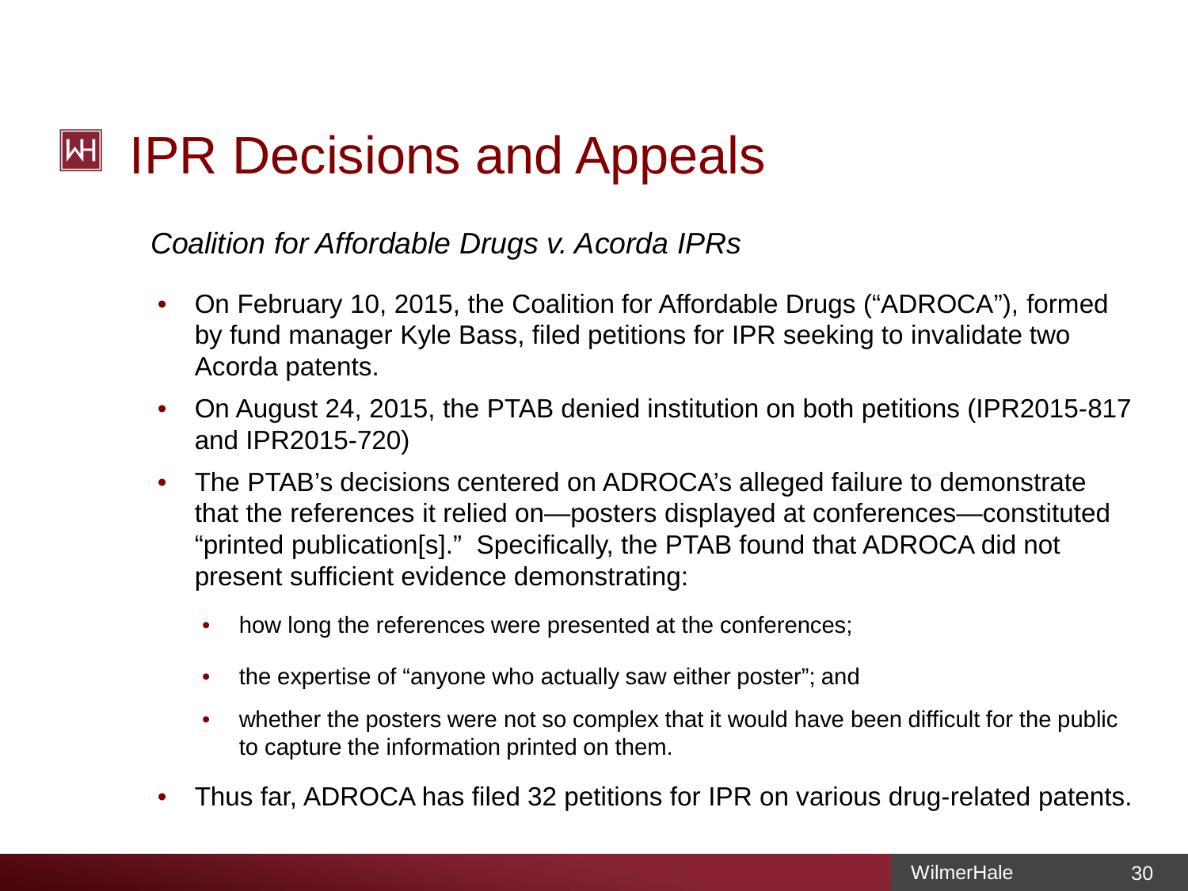# IPR Decisions and Appeals

*Coalition for Affordable Drugs v. Acorda IPRs*

- On February 10, 2015, the Coalition for Affordable Drugs ("ADROCA"), formed by fund manager Kyle Bass, filed petitions for IPR seeking to invalidate two Acorda patents.
- On August 24, 2015, the PTAB denied institution on both petitions (IPR2015-817 and IPR2015-720)
- The PTAB's decisions centered on ADROCA's alleged failure to demonstrate that the references it relied on—posters displayed at conferences—constituted "printed publication[s]." Specifically, the PTAB found that ADROCA did not present sufficient evidence demonstrating:
  - how long the references were presented at the conferences;
  - the expertise of "anyone who actually saw either poster"; and
  - whether the posters were not so complex that it would have been difficult for the public to capture the information printed on them.
- Thus far, ADROCA has filed 32 petitions for IPR on various drug-related patents.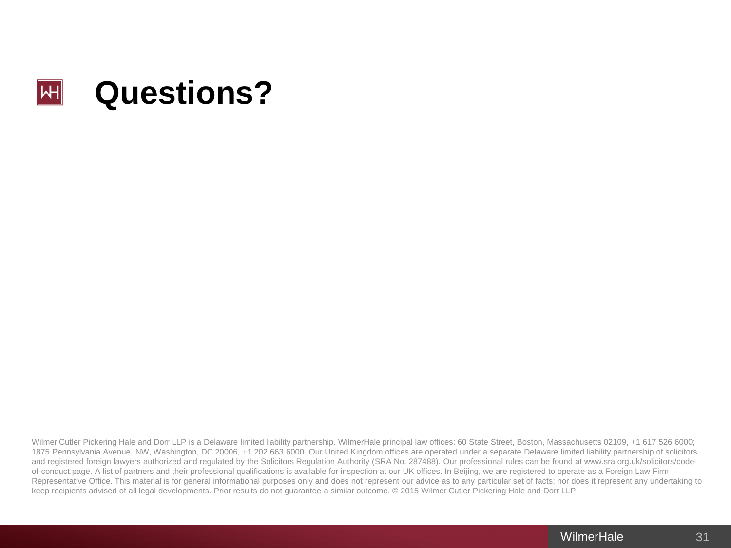# Questions?

Wilmer Cutler Pickering Hale and Dorr LLP is a Delaware limited liability partnership. WilmerHale principal law offices: 60 State Street, Boston, Massachusetts 02109, +1 617 526 6000; 1875 Pennsylvania Avenue, NW, Washington, DC 20006, +1 202 663 6000. Our United Kingdom offices are operated under a separate Delaware limited liability partnership of solicitors and registered foreign lawyers authorized and regulated by the Solicitors Regulation Authority (SRA No. 287488). Our professional rules can be found at www.sra.org.uk/solicitors/code-of-conduct.page. A list of partners and their professional qualifications is available for inspection at our UK offices. In Beijing, we are registered to operate as a Foreign Law Firm Representative Office. This material is for general informational purposes only and does not represent our advice as to any particular set of facts; nor does it represent any undertaking to keep recipients advised of all legal developments. Prior results do not guarantee a similar outcome. © 2015 Wilmer Cutler Pickering Hale and Dorr LLP